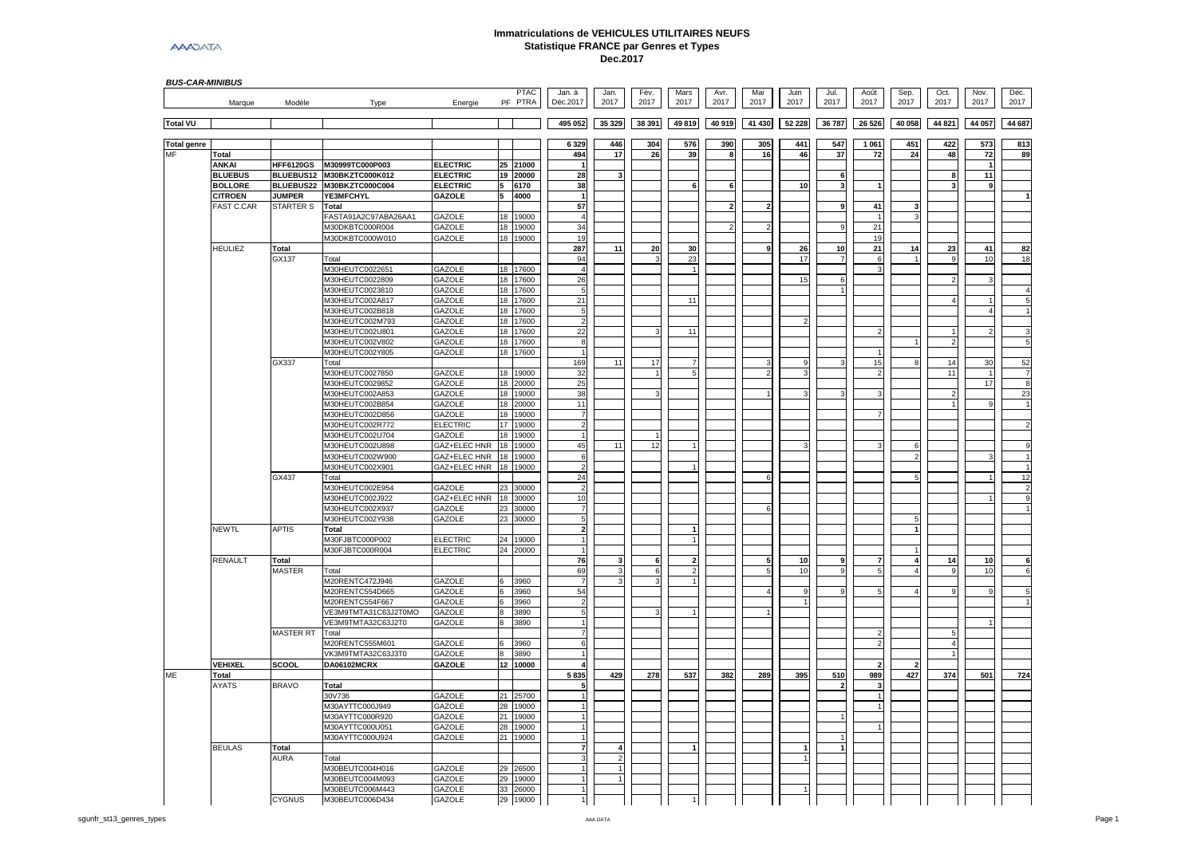# Immatriculations de VEHICULES UTILITAIRES NEUFS
## Statistique FRANCE par Genres et Types
## Dec.2017

***BUS-CAR-MINIBUS***

| | Marque | Modèle | Type | Energie | PF | PTAC PTRA | Jan. à Déc.2017 | Jan. 2017 | Fév. 2017 | Mars 2017 | Avr. 2017 | Mai 2017 | Juin 2017 | Jul. 2017 | Août 2017 | Sep. 2017 | Oct. 2017 | Nov. 2017 | Déc. 2017 |
|---|---|---|---|---|---|---|---|---|---|---|---|---|---|---|---|---|---|---|---|
| **Total VU** | | | | | | | **495 052** | **35 329** | **38 391** | **49 819** | **40 919** | **41 430** | **52 228** | **36 787** | **26 526** | **40 058** | **44 821** | **44 057** | **44 687** |
| **Total genre** | | | | | | | **6 329** | **446** | **304** | **576** | **390** | **305** | **441** | **547** | **1 061** | **451** | **422** | **573** | **813** |
| MF | **Total** | | | | | | **494** | **17** | **26** | **39** | **8** | **16** | **46** | **37** | **72** | **24** | **48** | **72** | **89** |
| | **ANKAI** | **HFF6120GS** | **M30999TC000P003** | **ELECTRIC** | **25** | **21000** | **1** | | | | | | | | | | | **1** | |
| | **BLUEBUS** | **BLUEBUS12** | **M30BKZTC000K012** | **ELECTRIC** | **19** | **20000** | **28** | **3** | | | | | | **6** | | | **8** | **11** | |
| | **BOLLORE** | **BLUEBUS22** | **M30BKZTC000C004** | **ELECTRIC** | **5** | **6170** | **38** | | | **6** | **6** | | **10** | **3** | **1** | | **3** | **9** | |
| | **CITROEN** | **JUMPER** | **YE3MFCHYL** | **GAZOLE** | **5** | **4000** | **1** | | | | | | | | | | | | **1** |
| | FAST C.CAR | STARTER S | **Total** | | | | **57** | | | | **2** | **2** | | **9** | **41** | **3** | | | |
| | | | FASTA91A2C97ABA26AA1 | GAZOLE | 18 | 19000 | 4 | | | | | | | | 1 | 3 | | | |
| | | | M30DKBTC000R004 | GAZOLE | 18 | 19000 | 34 | | | | 2 | 2 | | 9 | 21 | | | | |
| | | | M30DKBTC000W010 | GAZOLE | 18 | 19000 | 19 | | | | | | | | 19 | | | | |
| | HEULIEZ | **Total** | | | | | **287** | **11** | **20** | **30** | | **9** | **26** | **10** | **21** | **14** | **23** | **41** | **82** |
| | | GX137 | Total | | | | 94 | | 3 | 23 | | | 17 | 7 | 6 | 1 | 9 | 10 | 18 |
| | | | M30HEUTC0022651 | GAZOLE | 18 | 17600 | 4 | | | 1 | | | | | 3 | | | | |
| | | | M30HEUTC0022809 | GAZOLE | 18 | 17600 | 26 | | | | | | 15 | 6 | | | 2 | 3 | |
| | | | M30HEUTC0023810 | GAZOLE | 18 | 17600 | 5 | | | | | | | 1 | | | | | 4 |
| | | | M30HEUTC002A817 | GAZOLE | 18 | 17600 | 21 | | | 11 | | | | | | | 4 | 1 | 5 |
| | | | M30HEUTC002B818 | GAZOLE | 18 | 17600 | 5 | | | | | | | | | | | 4 | 1 |
| | | | M30HEUTC002M793 | GAZOLE | 18 | 17600 | 2 | | | | | | 2 | | | | | | |
| | | | M30HEUTC002U801 | GAZOLE | 18 | 17600 | 22 | | 3 | 11 | | | | | 2 | | 1 | 2 | 3 |
| | | | M30HEUTC002V802 | GAZOLE | 18 | 17600 | 8 | | | | | | | | | 1 | 2 | | 5 |
| | | | M30HEUTC002Y805 | GAZOLE | 18 | 17600 | 1 | | | | | | | | 1 | | | | |
| | | GX337 | Total | | | | 169 | 11 | 17 | 7 | | 3 | 9 | 3 | 15 | 8 | 14 | 30 | 52 |
| | | | M30HEUTC0027850 | GAZOLE | 18 | 19000 | 32 | | 1 | 5 | | 2 | 3 | | 2 | | 11 | 1 | 7 |
| | | | M30HEUTC0029852 | GAZOLE | 18 | 20000 | 25 | | | | | | | | | | | 17 | 8 |
| | | | M30HEUTC002A853 | GAZOLE | 18 | 19000 | 38 | | 3 | | | 1 | 3 | 3 | 3 | | 2 | | 23 |
| | | | M30HEUTC002B854 | GAZOLE | 18 | 20000 | 11 | | | | | | | | | | 1 | 9 | 1 |
| | | | M30HEUTC002D856 | GAZOLE | 18 | 19000 | 7 | | | | | | | | 7 | | | | |
| | | | M30HEUTC002R772 | ELECTRIC | 17 | 19000 | 2 | | | | | | | | | | | | 2 |
| | | | M30HEUTC002U704 | GAZOLE | 18 | 19000 | 1 | | 1 | | | | | | | | | | |
| | | | M30HEUTC002U898 | GAZ+ELEC HNR | 18 | 19000 | 45 | 11 | 12 | 1 | | | 3 | | 3 | 6 | | | 9 |
| | | | M30HEUTC002W900 | GAZ+ELEC HNR | 18 | 19000 | 6 | | | | | | | | | 2 | | 3 | 1 |
| | | | M30HEUTC002X901 | GAZ+ELEC HNR | 18 | 19000 | 2 | | | 1 | | | | | | | | | 1 |
| | | GX437 | Total | | | | 24 | | | | | 6 | | | | 5 | | 1 | 12 |
| | | | M30HEUTC002E954 | GAZOLE | 23 | 30000 | 2 | | | | | | | | | | | | 2 |
| | | | M30HEUTC002J922 | GAZ+ELEC HNR | 18 | 30000 | 10 | | | | | | | | | | | 1 | 9 |
| | | | M30HEUTC002X937 | GAZOLE | 23 | 30000 | 7 | | | | | 6 | | | | | | | 1 |
| | | | M30HEUTC002Y938 | GAZOLE | 23 | 30000 | 5 | | | | | | | | | 5 | | | |
| | NEWTL | APTIS | **Total** | | | | **2** | | | **1** | | | | | | **1** | | | |
| | | | M30FJBTC000P002 | ELECTRIC | 24 | 19000 | 1 | | | 1 | | | | | | | | | |
| | | | M30FJBTC000R004 | ELECTRIC | 24 | 20000 | 1 | | | | | | | | | 1 | | | |
| | RENAULT | **Total** | | | | | **76** | **3** | **6** | **2** | | **5** | **10** | **9** | **7** | **4** | **14** | **10** | **6** |
| | | MASTER | Total | | | | 69 | 3 | 6 | 2 | | 5 | 10 | 9 | 5 | 4 | 9 | 10 | 6 |
| | | | M20RENTC472J946 | GAZOLE | 6 | 3960 | 7 | 3 | 3 | 1 | | | | | | | | | |
| | | | M20RENTC554D665 | GAZOLE | 6 | 3960 | 54 | | | | | 4 | 9 | 9 | 5 | 4 | 9 | 9 | 5 |
| | | | M20RENTC554F667 | GAZOLE | 6 | 3960 | 2 | | | | | | 1 | | | | | | 1 |
| | | | VE3M9TMTA31C63J2T0MO | GAZOLE | 8 | 3890 | 5 | | 3 | 1 | | 1 | | | | | | | |
| | | | VE3M9TMTA32C63J2T0 | GAZOLE | 8 | 3890 | 1 | | | | | | | | | | | 1 | |
| | | MASTER RT | Total | | | | 7 | | | | | | | | 2 | | 5 | | |
| | | | M20RENTC555M601 | GAZOLE | 6 | 3960 | 6 | | | | | | | | 2 | | 4 | | |
| | | | VK3M9TMTA32C63J3T0 | GAZOLE | 8 | 3890 | 1 | | | | | | | | | | 1 | | |
| | **VEHIXEL** | **SCOOL** | **DA06102MCRX** | **GAZOLE** | **12** | **10000** | **4** | | | | | | | | **2** | **2** | | | |
| ME | **Total** | | | | | | **5 835** | **429** | **278** | **537** | **382** | **289** | **395** | **510** | **989** | **427** | **374** | **501** | **724** |
| | AYATS | BRAVO | **Total** | | | | **5** | | | | | | | **2** | **3** | | | | |
| | | | 30V736 | GAZOLE | 21 | 25700 | 1 | | | | | | | | 1 | | | | |
| | | | M30AYTTC000J949 | GAZOLE | 28 | 19000 | 1 | | | | | | | | 1 | | | | |
| | | | M30AYTTC000R920 | GAZOLE | 21 | 19000 | 1 | | | | | | | 1 | | | | | |
| | | | M30AYTTC000U051 | GAZOLE | 28 | 19000 | 1 | | | | | | | | 1 | | | | |
| | | | M30AYTTC000U924 | GAZOLE | 21 | 19000 | 1 | | | | | | | 1 | | | | | |
| | BEULAS | **Total** | | | | | **7** | **4** | | **1** | | | **1** | **1** | | | | | |
| | | AURA | Total | | | | 3 | 2 | | | | | 1 | | | | | | |
| | | | M30BEUTC004H016 | GAZOLE | 29 | 26500 | 1 | 1 | | | | | | | | | | | |
| | | | M30BEUTC004M093 | GAZOLE | 29 | 19000 | 1 | 1 | | | | | | | | | | | |
| | | | M30BEUTC006M443 | GAZOLE | 33 | 26000 | 1 | | | | | | 1 | | | | | | |
| | | CYGNUS | M30BEUTC006D434 | GAZOLE | 29 | 19000 | 1 | | | 1 | | | | | | | | | |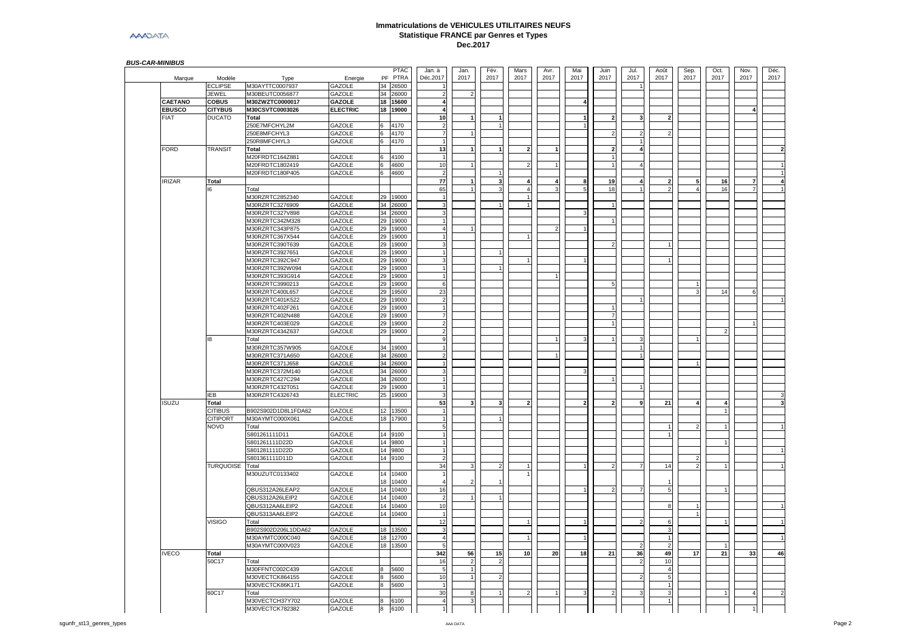# Immatriculations de VEHICULES UTILITAIRES NEUFS
## Statistique FRANCE par Genres et Types
## Dec.2017

### BUS-CAR-MINIBUS

| Marque | Modèle | Type | Energie | PF | PTAC PTRA | Jan. à Déc.2017 | Jan. 2017 | Fév. 2017 | Mars 2017 | Avr. 2017 | Mai 2017 | Juin 2017 | Jul. 2017 | Août 2017 | Sep. 2017 | Oct. 2017 | Nov. 2017 | Déc. 2017 |
|---|---|---|---|---|---|---|---|---|---|---|---|---|---|---|---|---|---|---|
| | ECLIPSE | M30AYTTC0007937 | GAZOLE | 34 | 26500 | 1 | | | | | | | 1 | | | | | |
| | JEWEL | M30BEUTC0056877 | GAZOLE | 34 | 26000 | 2 | 2 | | | | | | | | | | | |
| **CAETANO** | **COBUS** | **M30ZWZTC0000017** | **GAZOLE** | **18** | **15600** | **4** | | | | | **4** | | | | | | | |
| **EBUSCO** | **CITYBUS** | **M30CSVTC0003026** | **ELECTRIC** | **18** | **19000** | **4** | | | | | | | | | | | **4** | |
| FIAT | DUCATO | **Total** | | | | **10** | **1** | **1** | | | **1** | **2** | **3** | **2** | | | | |
| | | 250E7MFCHYL2M | GAZOLE | 6 | 4170 | 2 | | 1 | | | 1 | | | | | | | |
| | | 250E8MFCHYL3 | GAZOLE | 6 | 4170 | 7 | 1 | | | | | 2 | 2 | 2 | | | | |
| | | 250R8MFCHYL3 | GAZOLE | 6 | 4170 | 1 | | | | | | | 1 | | | | | |
| FORD | TRANSIT | **Total** | | | | **13** | **1** | **1** | **2** | **1** | | **2** | **4** | | | | | **2** |
| | | M20FRDTC164Z881 | GAZOLE | 6 | 4100 | 1 | | | | | | 1 | | | | | | |
| | | M20FRDTC1802419 | GAZOLE | 6 | 4600 | 10 | 1 | | 2 | 1 | | 1 | 4 | | | | | 1 |
| | | M20FRDTC180P405 | GAZOLE | 6 | 4600 | 2 | | 1 | | | | | | | | | | 1 |
| IRIZAR | **Total** | | | | | **77** | **1** | **3** | **4** | **4** | **8** | **19** | **4** | **2** | **5** | **16** | **7** | **4** |
| | I6 | Total | | | | 65 | 1 | 3 | 4 | 3 | 5 | 18 | 1 | 2 | 4 | 16 | 7 | 1 |
| | | M30RZRTC2852340 | GAZOLE | 29 | 19000 | 1 | | | 1 | | | | | | | | | |
| | | M30RZRTC3276909 | GAZOLE | 34 | 26000 | 3 | | 1 | 1 | | | 1 | | | | | | |
| | | M30RZRTC327V898 | GAZOLE | 34 | 26000 | 3 | | | | | 3 | | | | | | | |
| | | M30RZRTC342M328 | GAZOLE | 29 | 19000 | 1 | | | | | | 1 | | | | | | |
| | | M30RZRTC343P875 | GAZOLE | 29 | 19000 | 4 | 1 | | | 2 | 1 | | | | | | | |
| | | M30RZRTC367X544 | GAZOLE | 29 | 19000 | 1 | | | 1 | | | | | | | | | |
| | | M30RZRTC390T639 | GAZOLE | 29 | 19000 | 3 | | | | | | 2 | | 1 | | | | |
| | | M30RZRTC3927651 | GAZOLE | 29 | 19000 | 1 | | 1 | | | | | | | | | | |
| | | M30RZRTC392C947 | GAZOLE | 29 | 19000 | 3 | | | 1 | | 1 | | | 1 | | | | |
| | | M30RZRTC392W094 | GAZOLE | 29 | 19000 | 1 | | 1 | | | | | | | | | | |
| | | M30RZRTC393G914 | GAZOLE | 29 | 19000 | 1 | | | | 1 | | | | | | | | |
| | | M30RZRTC3990213 | GAZOLE | 29 | 19000 | 6 | | | | | | 5 | | | 1 | | | |
| | | M30RZRTC400L657 | GAZOLE | 29 | 19500 | 23 | | | | | | | | | 3 | 14 | 6 | |
| | | M30RZRTC401K522 | GAZOLE | 29 | 19000 | 2 | | | | | | | 1 | | | | | 1 |
| | | M30RZRTC402F261 | GAZOLE | 29 | 19000 | 1 | | | | | | 1 | | | | | | |
| | | M30RZRTC402N488 | GAZOLE | 29 | 19000 | 7 | | | | | | 7 | | | | | | |
| | | M30RZRTC403E029 | GAZOLE | 29 | 19000 | 2 | | | | | | 1 | | | | | 1 | |
| | | M30RZRTC434Z637 | GAZOLE | 29 | 19000 | 2 | | | | | | | | | | 2 | | |
| | I8 | Total | | | | 9 | | | | 1 | 3 | 1 | 3 | | 1 | | | |
| | | M30RZRTC357W905 | GAZOLE | 34 | 19000 | 1 | | | | | | | 1 | | | | | |
| | | M30RZRTC371A650 | GAZOLE | 34 | 26000 | 2 | | | | 1 | | | 1 | | | | | |
| | | M30RZRTC371J658 | GAZOLE | 34 | 26000 | 1 | | | | | | | | | 1 | | | |
| | | M30RZRTC372M140 | GAZOLE | 34 | 26000 | 3 | | | | | 3 | | | | | | | |
| | | M30RZRTC427C294 | GAZOLE | 34 | 26000 | 1 | | | | | | 1 | | | | | | |
| | | M30RZRTC432T051 | GAZOLE | 29 | 19000 | 1 | | | | | | | 1 | | | | | |
| | IEB | M30RZRTC4326743 | ELECTRIC | 25 | 19000 | 3 | | | | | | | | | | | | 3 |
| ISUZU | **Total** | | | | | **53** | **3** | **3** | **2** | | **2** | **2** | **9** | **21** | **4** | **4** | | **3** |
| | CITIBUS | B902S902D1D8L1FDA62 | GAZOLE | 12 | 13500 | 1 | | | | | | | | | | 1 | | |
| | CITIPORT | M30AYMTC000X061 | GAZOLE | 18 | 17900 | 1 | | 1 | | | | | | | | | | |
| | NOVO | Total | | | | 5 | | | | | | | | 1 | 2 | 1 | | 1 |
| | | S801261111D11 | GAZOLE | 14 | 9100 | 1 | | | | | | | | 1 | | | | |
| | | S801261111D22D | GAZOLE | 14 | 9800 | 1 | | | | | | | | | | 1 | | |
| | | S801281111D22D | GAZOLE | 14 | 9800 | 1 | | | | | | | | | | | | 1 |
| | | S801361111D11D | GAZOLE | 14 | 9100 | 2 | | | | | | | | | 2 | | | |
| | TURQUOISE | Total | | | | 34 | 3 | 2 | 1 | | 1 | 2 | 7 | 14 | 2 | 1 | | 1 |
| | | M30UZUTC0133402 | GAZOLE | 14 | 10400 | 1 | | | 1 | | | | | | | | | |
| | | | | 18 | 10400 | 4 | 2 | 1 | | | | | | 1 | | | | |
| | | QBUS312A26LEAP2 | GAZOLE | 14 | 10400 | 16 | | | | | 1 | 2 | 7 | 5 | | 1 | | |
| | | QBUS312A26LEIP2 | GAZOLE | 14 | 10400 | 2 | 1 | 1 | | | | | | | | | | |
| | | QBUS312AA6LEIP2 | GAZOLE | 14 | 10400 | 10 | | | | | | | | 8 | 1 | | | 1 |
| | | QBUS313AA6LEIP2 | GAZOLE | 14 | 10400 | 1 | | | | | | | | | 1 | | | |
| | VISIGO | Total | | | | 12 | | | 1 | | 1 | | 2 | 6 | | 1 | | 1 |
| | | B902S902D206L1DDA62 | GAZOLE | 18 | 13500 | 3 | | | | | | | | 3 | | | | |
| | | M30AYMTC000C040 | GAZOLE | 18 | 12700 | 4 | | | 1 | | 1 | | | 1 | | | | 1 |
| | | M30AYMTC000V023 | GAZOLE | 18 | 13500 | 5 | | | | | | | 2 | 2 | | 1 | | |
| IVECO | **Total** | | | | | **342** | **56** | **15** | **10** | **20** | **18** | **21** | **36** | **49** | **17** | **21** | **33** | **46** |
| | 50C17 | Total | | | | 16 | 2 | 2 | | | | | 2 | 10 | | | | |
| | | M30FFNTC002C439 | GAZOLE | 8 | 5600 | 5 | 1 | | | | | | | 4 | | | | |
| | | M30VECTCK864155 | GAZOLE | 8 | 5600 | 10 | 1 | 2 | | | | | 2 | 5 | | | | |
| | | M30VECTCK86K171 | GAZOLE | 8 | 5600 | 1 | | | | | | | | 1 | | | | |
| | 60C17 | Total | | | | 30 | 8 | 1 | 2 | 1 | 3 | 2 | 3 | 3 | | 1 | 4 | 2 |
| | | M30VECTCH37Y702 | GAZOLE | 8 | 6100 | 4 | 3 | | | | | | | 1 | | | | |
| | | M30VECTCK782382 | GAZOLE | 8 | 6100 | 1 | | | | | | | | | | | 1 | |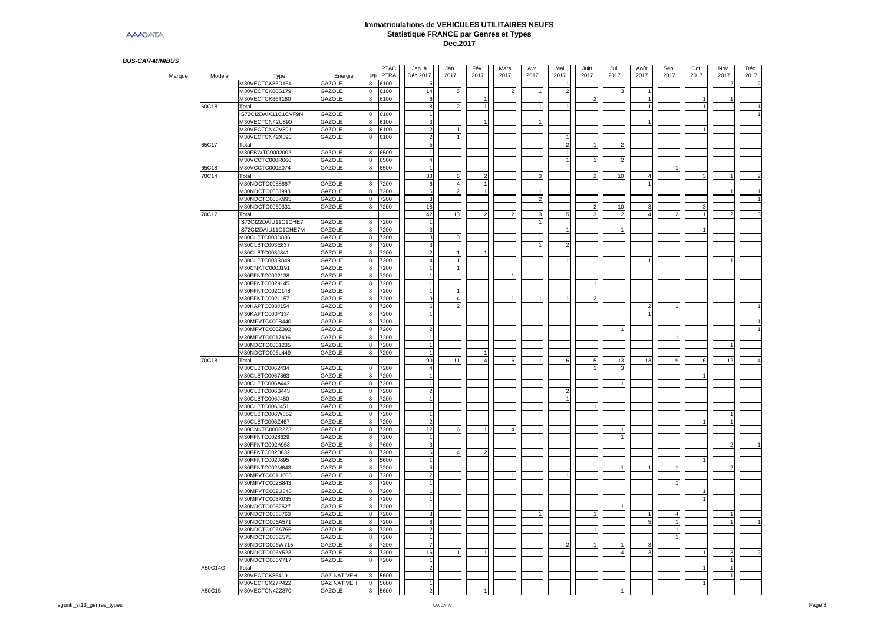# Immatriculations de VEHICULES UTILITAIRES NEUFS
## Statistique FRANCE par Genres et Types
### Dec.2017

***BUS-CAR-MINIBUS***

| Marque | Modèle | Type | Energie | PF | PTAC PTRA | Jan. à Déc.2017 | Jan. 2017 | Fév. 2017 | Mars 2017 | Avr. 2017 | Mai 2017 | Juin 2017 | Jul. 2017 | Août 2017 | Sep. 2017 | Oct. 2017 | Nov. 2017 | Déc. 2017 |
|---|---|---|---|---|---|---|---|---|---|---|---|---|---|---|---|---|---|---|
| | | M30VECTCK86D164 | GAZOLE | 8 | 6100 | 5 | | | | | 1 | | | | | | 2 | 2 |
| | | M30VECTCK86S179 | GAZOLE | 8 | 6100 | 14 | 5 | | 2 | 1 | 2 | | 3 | 1 | | | | |
| | | M30VECTCK86T180 | GAZOLE | 8 | 6100 | 6 | | 1 | | | | 2 | | 1 | | 1 | 1 | |
| | 60C18 | Total | | | | 8 | 2 | 1 | | 1 | 1 | | | 1 | | 1 | | 1 |
| | | IS72CI2DAIX11C1CVF9N | GAZOLE | 8 | 6100 | 1 | | | | | | | | | | | | 1 |
| | | M30VECTCN42U890 | GAZOLE | 8 | 6100 | 3 | | 1 | | 1 | | | | 1 | | | | |
| | | M30VECTCN42V891 | GAZOLE | 8 | 6100 | 2 | 1 | | | | | | | | | 1 | | |
| | | M30VECTCN42X893 | GAZOLE | 8 | 6100 | 2 | 1 | | | | 1 | | | | | | | |
| | 65C17 | Total | | | | 5 | | | | | 2 | 1 | 2 | | | | | |
| | | M30FBWTC0002002 | GAZOLE | 8 | 6500 | 1 | | | | | 1 | | | | | | | |
| | | M30VCCTC000R066 | GAZOLE | 8 | 6500 | 4 | | | | | 1 | 1 | 2 | | | | | |
| | 65C18 | M30VCCTC000Z074 | GAZOLE | 8 | 6500 | 1 | | | | | | | | | 1 | | | |
| | 70C14 | Total | | | | 33 | 6 | 2 | | 3 | | 2 | 10 | 4 | | 3 | 1 | 2 |
| | | M30NDCTC0058667 | GAZOLE | 8 | 7200 | 6 | 4 | 1 | | | | | | 1 | | | | |
| | | M30NDCTC005J993 | GAZOLE | 8 | 7200 | 6 | 2 | 1 | | 1 | | | | | | | 1 | 1 |
| | | M30NDCTC005K995 | GAZOLE | 8 | 7200 | 3 | | | | 2 | | | | | | | | 1 |
| | | M30NDCTC0060331 | GAZOLE | 8 | 7200 | 18 | | | | | | 2 | 10 | 3 | | 3 | | |
| | 70C17 | Total | | | | 42 | 13 | 2 | 2 | 3 | 5 | 3 | 2 | 4 | 2 | 1 | 2 | 3 |
| | | IS72CI2DAIU11C1CHE7 | GAZOLE | 8 | 7200 | 1 | | | | 1 | | | | | | | | |
| | | IS72CI2DAIU11C1CHE7M | GAZOLE | 8 | 7200 | 3 | | | | | 1 | | 1 | | | 1 | | |
| | | M30CLBTC003D836 | GAZOLE | 8 | 7200 | 3 | 3 | | | | | | | | | | | |
| | | M30CLBTC003E837 | GAZOLE | 8 | 7200 | 3 | | | | 1 | 2 | | | | | | | |
| | | M30CLBTC003J841 | GAZOLE | 8 | 7200 | 2 | 1 | 1 | | | | | | | | | | |
| | | M30CLBTC003R849 | GAZOLE | 8 | 7200 | 4 | 1 | | | | 1 | | | 1 | | | 1 | |
| | | M30CNKTC000J191 | GAZOLE | 8 | 7200 | 1 | 1 | | | | | | | | | | | |
| | | M30FFNTC0022138 | GAZOLE | 8 | 7200 | 1 | | | 1 | | | | | | | | | |
| | | M30FFNTC0029145 | GAZOLE | 8 | 7200 | 1 | | | | | | 1 | | | | | | |
| | | M30FFNTC002C148 | GAZOLE | 8 | 7200 | 1 | 1 | | | | | | | | | | | |
| | | M30FFNTC002L157 | GAZOLE | 8 | 7200 | 9 | 4 | | 1 | 1 | 1 | 2 | | | | | | |
| | | M30KAPTC000J154 | GAZOLE | 8 | 7200 | 6 | 2 | | | | | | | 2 | 1 | | | 1 |
| | | M30KAPTC000Y134 | GAZOLE | 8 | 7200 | 1 | | | | | | | | 1 | | | | |
| | | M30MPVTC000B440 | GAZOLE | 8 | 7200 | 1 | | | | | | | | | | | | 1 |
| | | M30MPVTC000Z392 | GAZOLE | 8 | 7200 | 2 | | | | | | | 1 | | | | | 1 |
| | | M30MPVTC0017496 | GAZOLE | 8 | 7200 | 1 | | | | | | | | | 1 | | | |
| | | M30NDCTC0061235 | GAZOLE | 8 | 7200 | 1 | | | | | | | | | | | 1 | |
| | | M30NDCTC006L449 | GAZOLE | 8 | 7200 | 1 | | 1 | | | | | | | | | | |
| | 70C18 | Total | | | | 90 | 11 | 4 | 6 | 1 | 6 | 5 | 13 | 13 | 9 | 6 | 12 | 4 |
| | | M30CLBTC0062434 | GAZOLE | 8 | 7200 | 4 | | | | | | 1 | 3 | | | | | |
| | | M30CLBTC0067863 | GAZOLE | 8 | 7200 | 1 | | | | | | | | | | 1 | | |
| | | M30CLBTC006A442 | GAZOLE | 8 | 7200 | 1 | | | | | | | 1 | | | | | |
| | | M30CLBTC006B443 | GAZOLE | 8 | 7200 | 2 | | | | | 2 | | | | | | | |
| | | M30CLBTC006J450 | GAZOLE | 8 | 7200 | 1 | | | | | 1 | | | | | | | |
| | | M30CLBTC006J451 | GAZOLE | 8 | 7200 | 1 | | | | | | 1 | | | | | | |
| | | M30CLBTC006W852 | GAZOLE | 8 | 7200 | 1 | | | | | | | | | | | 1 | |
| | | M30CLBTC006Z467 | GAZOLE | 8 | 7200 | 2 | | | | | | | | | | 1 | 1 | |
| | | M30CNKTC000R223 | GAZOLE | 8 | 7200 | 12 | 6 | 1 | 4 | | | | 1 | | | | | |
| | | M30FFNTC0028629 | GAZOLE | 8 | 7200 | 1 | | | | | | | 1 | | | | | |
| | | M30FFNTC002A958 | GAZOLE | 8 | 7600 | 3 | | | | | | | | | | | 2 | 1 |
| | | M30FFNTC002B632 | GAZOLE | 8 | 7200 | 6 | 4 | 2 | | | | | | | | | | |
| | | M30FFNTC002J895 | GAZOLE | 8 | 5600 | 1 | | | | | | | | | | 1 | | |
| | | M30FFNTC002M643 | GAZOLE | 8 | 7200 | 5 | | | | | | | 1 | 1 | 1 | | 2 | |
| | | M30MPVTC001H603 | GAZOLE | 8 | 7200 | 2 | | | 1 | | 1 | | | | | | | |
| | | M30MPVTC002S843 | GAZOLE | 8 | 7200 | 1 | | | | | | | | | 1 | | | |
| | | M30MPVTC002U845 | GAZOLE | 8 | 7200 | 1 | | | | | | | | | | 1 | | |
| | | M30MPVTC003X035 | GAZOLE | 8 | 7200 | 1 | | | | | | | | | | 1 | | |
| | | M30NDCTC0062527 | GAZOLE | 8 | 7200 | 1 | | | | | | | 1 | | | | | |
| | | M30NDCTC0068763 | GAZOLE | 8 | 7200 | 8 | | | | 1 | | 1 | | 1 | 4 | | 1 | |
| | | M30NDCTC006A571 | GAZOLE | 8 | 7200 | 8 | | | | | | | | 5 | 1 | | 1 | 1 |
| | | M30NDCTC006A765 | GAZOLE | 8 | 7200 | 2 | | | | | | 1 | | | 1 | | | |
| | | M30NDCTC006E575 | GAZOLE | 8 | 7200 | 1 | | | | | | | | | 1 | | | |
| | | M30NDCTC006W715 | GAZOLE | 8 | 7200 | 7 | | | | | 2 | 1 | 1 | 3 | | | | |
| | | M30NDCTC006Y523 | GAZOLE | 8 | 7200 | 16 | 1 | 1 | 1 | | | | 4 | 3 | | 1 | 3 | 2 |
| | | M30NDCTC006Y717 | GAZOLE | 8 | 7200 | 1 | | | | | | | | | | | 1 | |
| | A50C14G | Total | | | | 2 | | | | | | | | | | 1 | 1 | |
| | | M30VECTCK864191 | GAZ NAT.VEH | 8 | 5600 | 1 | | | | | | | | | | | 1 | |
| | | M30VECTCX27P422 | GAZ NAT.VEH | 8 | 5600 | 1 | | | | | | | | | | 1 | | |
| | A50C15 | M30VECTCN42Z870 | GAZOLE | 8 | 5600 | 2 | | 1 | | | | | 1 | | | | | |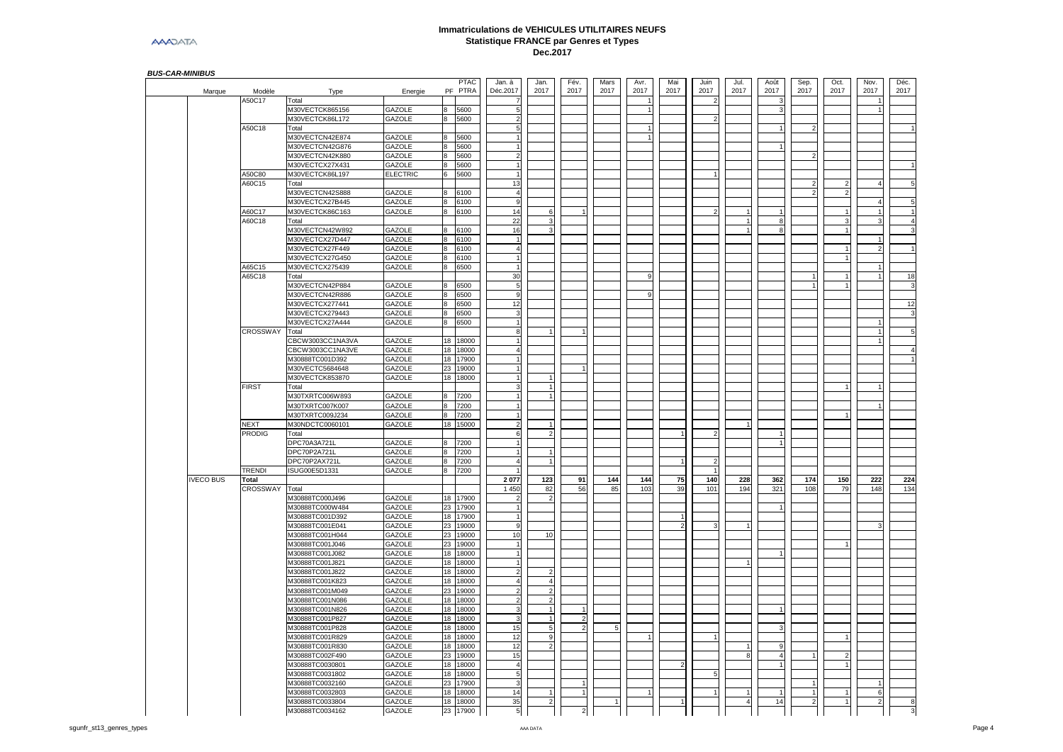# Immatriculations de VEHICULES UTILITAIRES NEUFS
## Statistique FRANCE par Genres et Types
## Dec.2017

### BUS-CAR-MINIBUS

| Marque | Modèle | Type | Energie | PF | PTAC PTRA | Jan. à Déc.2017 | Jan. 2017 | Fév. 2017 | Mars 2017 | Avr. 2017 | Mai 2017 | Juin 2017 | Jul. 2017 | Août 2017 | Sep. 2017 | Oct. 2017 | Nov. 2017 | Déc. 2017 |
|---|---|---|---|---|---|---|---|---|---|---|---|---|---|---|---|---|---|---|
| | A50C17 | Total | | | | 7 | | | | 1 | | 2 | | 3 | | | 1 | |
| | | M30VECTCK865156 | GAZOLE | 8 | 5600 | 5 | | | | 1 | | | | 3 | | | 1 | |
| | | M30VECTCK86L172 | GAZOLE | 8 | 5600 | 2 | | | | | | 2 | | | | | | |
| | A50C18 | Total | | | | 5 | | | | 1 | | | | 1 | 2 | | | 1 |
| | | M30VECTCN42E874 | GAZOLE | 8 | 5600 | 1 | | | | 1 | | | | | | | | |
| | | M30VECTCN42G876 | GAZOLE | 8 | 5600 | 1 | | | | | | | | 1 | | | | |
| | | M30VECTCN42K880 | GAZOLE | 8 | 5600 | 2 | | | | | | | | | 2 | | | |
| | | M30VECTCX27X431 | GAZOLE | 8 | 5600 | 1 | | | | | | | | | | | | 1 |
| | A50C80 | M30VECTCK86L197 | ELECTRIC | 6 | 5600 | 1 | | | | | | 1 | | | | | | |
| | A60C15 | Total | | | | 13 | | | | | | | | | 2 | 2 | 4 | 5 |
| | | M30VECTCN42S888 | GAZOLE | 8 | 6100 | 4 | | | | | | | | | 2 | 2 | | |
| | | M30VECTCX27B445 | GAZOLE | 8 | 6100 | 9 | | | | | | | | | | | 4 | 5 |
| | A60C17 | M30VECTCK86C163 | GAZOLE | 8 | 6100 | 14 | 6 | 1 | | | | 2 | 1 | 1 | | 1 | 1 | 1 |
| | A60C18 | Total | | | | 22 | 3 | | | | | | 1 | 8 | | 3 | 3 | 4 |
| | | M30VECTCN42W892 | GAZOLE | 8 | 6100 | 16 | 3 | | | | | | 1 | 8 | | 1 | | 3 |
| | | M30VECTCX27D447 | GAZOLE | 8 | 6100 | 1 | | | | | | | | | | | 1 | |
| | | M30VECTCX27F449 | GAZOLE | 8 | 6100 | 4 | | | | | | | | | | 1 | 2 | 1 |
| | | M30VECTCX27G450 | GAZOLE | 8 | 6100 | 1 | | | | | | | | | | 1 | | |
| | A65C15 | M30VECTCX275439 | GAZOLE | 8 | 6500 | 1 | | | | | | | | | | | 1 | |
| | A65C18 | Total | | | | 30 | | | | 9 | | | | | 1 | 1 | 1 | 18 |
| | | M30VECTCN42P884 | GAZOLE | 8 | 6500 | 5 | | | | | | | | | 1 | 1 | | 3 |
| | | M30VECTCN42R886 | GAZOLE | 8 | 6500 | 9 | | | | 9 | | | | | | | | |
| | | M30VECTCX277441 | GAZOLE | 8 | 6500 | 12 | | | | | | | | | | | | 12 |
| | | M30VECTCX279443 | GAZOLE | 8 | 6500 | 3 | | | | | | | | | | | | 3 |
| | | M30VECTCX27A444 | GAZOLE | 8 | 6500 | 1 | | | | | | | | | | | 1 | |
| | CROSSWAY | Total | | | | 8 | 1 | 1 | | | | | | | | | 1 | 5 |
| | | CBCW3003CC1NA3VA | GAZOLE | 18 | 18000 | 1 | | | | | | | | | | | 1 | |
| | | CBCW3003CC1NA3VE | GAZOLE | 18 | 18000 | 4 | | | | | | | | | | | | 4 |
| | | M30888TC001D392 | GAZOLE | 18 | 17900 | 1 | | | | | | | | | | | | 1 |
| | | M30VECTC5684648 | GAZOLE | 23 | 19000 | 1 | | 1 | | | | | | | | | | |
| | | M30VECTCK853870 | GAZOLE | 18 | 18000 | 1 | 1 | | | | | | | | | | | |
| | FIRST | Total | | | | 3 | 1 | | | | | | | | | 1 | 1 | |
| | | M30TXRTC006W893 | GAZOLE | 8 | 7200 | 1 | 1 | | | | | | | | | | | |
| | | M30TXRTC007K007 | GAZOLE | 8 | 7200 | 1 | | | | | | | | | | | 1 | |
| | | M30TXRTC009J234 | GAZOLE | 8 | 7200 | 1 | | | | | | | | | | 1 | | |
| | NEXT | M30NDCTC0060101 | GAZOLE | 18 | 15000 | 2 | 1 | | | | | | 1 | | | | | |
| | PRODIG | Total | | | | 6 | 2 | | | | 1 | 2 | | 1 | | | | |
| | | DPC70A3A721L | GAZOLE | 8 | 7200 | 1 | | | | | | | | 1 | | | | |
| | | DPC70P2A721L | GAZOLE | 8 | 7200 | 1 | 1 | | | | | | | | | | | |
| | | DPC70P2AX721L | GAZOLE | 8 | 7200 | 4 | 1 | | | | 1 | 2 | | | | | | |
| | TRENDI | ISUG00E5D1331 | GAZOLE | 8 | 7200 | 1 | | | | | | 1 | | | | | | |
| IVECO BUS | **Total** | | | | | **2 077** | **123** | **91** | **144** | **144** | **75** | **140** | **228** | **362** | **174** | **150** | **222** | **224** |
| | CROSSWAY | Total | | | | 1 450 | 82 | 56 | 85 | 103 | 39 | 101 | 194 | 321 | 108 | 79 | 148 | 134 |
| | | M30888TC000J496 | GAZOLE | 18 | 17900 | 2 | 2 | | | | | | | | | | | |
| | | M30888TC000W484 | GAZOLE | 23 | 17900 | 1 | | | | | | | | 1 | | | | |
| | | M30888TC001D392 | GAZOLE | 18 | 17900 | 1 | | | | | 1 | | | | | | | |
| | | M30888TC001E041 | GAZOLE | 23 | 19000 | 9 | | | | | 2 | 3 | 1 | | | | 3 | |
| | | M30888TC001H044 | GAZOLE | 23 | 19000 | 10 | 10 | | | | | | | | | | | |
| | | M30888TC001J046 | GAZOLE | 23 | 19000 | 1 | | | | | | | | | | 1 | | |
| | | M30888TC001J082 | GAZOLE | 18 | 18000 | 1 | | | | | | | | 1 | | | | |
| | | M30888TC001J821 | GAZOLE | 18 | 18000 | 1 | | | | | | | 1 | | | | | |
| | | M30888TC001J822 | GAZOLE | 18 | 18000 | 2 | 2 | | | | | | | | | | | |
| | | M30888TC001K823 | GAZOLE | 18 | 18000 | 4 | 4 | | | | | | | | | | | |
| | | M30888TC001M049 | GAZOLE | 23 | 19000 | 2 | 2 | | | | | | | | | | | |
| | | M30888TC001N086 | GAZOLE | 18 | 18000 | 2 | 2 | | | | | | | | | | | |
| | | M30888TC001N826 | GAZOLE | 18 | 18000 | 3 | 1 | 1 | | | | | | 1 | | | | |
| | | M30888TC001P827 | GAZOLE | 18 | 18000 | 3 | 1 | 2 | | | | | | | | | | |
| | | M30888TC001P828 | GAZOLE | 18 | 18000 | 15 | 5 | 2 | 5 | | | | | 3 | | | | |
| | | M30888TC001R829 | GAZOLE | 18 | 18000 | 12 | 9 | | | 1 | | 1 | | | | 1 | | |
| | | M30888TC001R830 | GAZOLE | 18 | 18000 | 12 | 2 | | | | | | 1 | 9 | | | | |
| | | M30888TC002F490 | GAZOLE | 23 | 19000 | 15 | | | | | | | 8 | 4 | 1 | 2 | | |
| | | M30888TC0030801 | GAZOLE | 18 | 18000 | 4 | | | | | 2 | | | 1 | | 1 | | |
| | | M30888TC0031802 | GAZOLE | 18 | 18000 | 5 | | | | | | 5 | | | | | | |
| | | M30888TC0032160 | GAZOLE | 23 | 17900 | 3 | | 1 | | | | | | | 1 | | 1 | |
| | | M30888TC0032803 | GAZOLE | 18 | 18000 | 14 | 1 | 1 | | 1 | | 1 | 1 | 1 | 1 | 1 | 6 | |
| | | M30888TC0033804 | GAZOLE | 18 | 18000 | 35 | 2 | | 1 | | 1 | | 4 | 14 | 2 | 1 | 2 | 8 |
| | | M30888TC0034162 | GAZOLE | 23 | 17900 | 5 | | 2 | | | | | | | | | | 3 |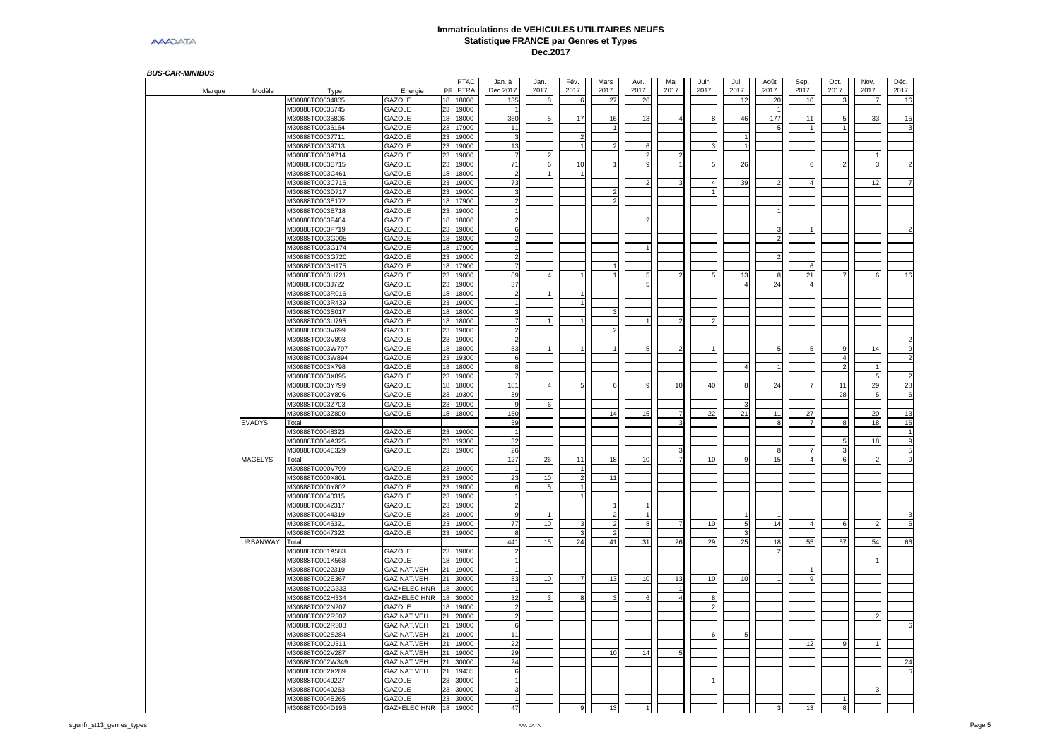AAADATA

# Immatriculations de VEHICULES UTILITAIRES NEUFS
## Statistique FRANCE par Genres et Types
## Dec.2017

***BUS-CAR-MINIBUS***

| Marque | Modèle | Type | Energie | PF | PTAC PTRA | Jan. à Déc.2017 | Jan. 2017 | Fév. 2017 | Mars 2017 | Avr. 2017 | Mai 2017 | Juin 2017 | Jul. 2017 | Août 2017 | Sep. 2017 | Oct. 2017 | Nov. 2017 | Déc. 2017 |
|---|---|---|---|---|---|---|---|---|---|---|---|---|---|---|---|---|---|---|
| | | M30888TC0034805 | GAZOLE | 18 | 18000 | 135 | 8 | 6 | 27 | 26 | | | 12 | 20 | 10 | 3 | 7 | 16 |
| | | M30888TC0035745 | GAZOLE | 23 | 19000 | 1 | | | | | | | | 1 | | | | |
| | | M30888TC0035806 | GAZOLE | 18 | 18000 | 350 | 5 | 17 | 16 | 13 | 4 | 8 | 46 | 177 | 11 | 5 | 33 | 15 |
| | | M30888TC0036164 | GAZOLE | 23 | 17900 | 11 | | | 1 | | | | | 5 | 1 | 1 | | 3 |
| | | M30888TC0037711 | GAZOLE | 23 | 19000 | 3 | | 2 | | | | | 1 | | | | | |
| | | M30888TC0039713 | GAZOLE | 23 | 19000 | 13 | | 1 | 2 | 6 | | 3 | 1 | | | | | |
| | | M30888TC003A714 | GAZOLE | 23 | 19000 | 7 | 2 | | | 2 | 2 | | | | | | 1 | |
| | | M30888TC003B715 | GAZOLE | 23 | 19000 | 71 | 6 | 10 | 1 | 9 | 1 | 5 | 26 | | 6 | 2 | 3 | 2 |
| | | M30888TC003C461 | GAZOLE | 18 | 18000 | 2 | 1 | 1 | | | | | | | | | | |
| | | M30888TC003C716 | GAZOLE | 23 | 19000 | 73 | | | | 2 | 3 | 4 | 39 | 2 | 4 | | 12 | 7 |
| | | M30888TC003D717 | GAZOLE | 23 | 19000 | 3 | | | 2 | | | 1 | | | | | | |
| | | M30888TC003E172 | GAZOLE | 18 | 17900 | 2 | | | 2 | | | | | | | | | |
| | | M30888TC003E718 | GAZOLE | 23 | 19000 | 1 | | | | | | | | 1 | | | | |
| | | M30888TC003F464 | GAZOLE | 18 | 18000 | 2 | | | | 2 | | | | | | | | |
| | | M30888TC003F719 | GAZOLE | 23 | 19000 | 6 | | | | | | | | 3 | 1 | | | 2 |
| | | M30888TC003G005 | GAZOLE | 18 | 18000 | 2 | | | | | | | | 2 | | | | |
| | | M30888TC003G174 | GAZOLE | 18 | 17900 | 1 | | | | 1 | | | | | | | | |
| | | M30888TC003G720 | GAZOLE | 23 | 19000 | 2 | | | | | | | | 2 | | | | |
| | | M30888TC003H175 | GAZOLE | 18 | 17900 | 7 | | | 1 | | | | | | 6 | | | |
| | | M30888TC003H721 | GAZOLE | 23 | 19000 | 89 | 4 | 1 | 1 | 5 | 2 | 5 | 13 | 8 | 21 | 7 | 6 | 16 |
| | | M30888TC003J722 | GAZOLE | 23 | 19000 | 37 | | | | 5 | | | 4 | 24 | 4 | | | |
| | | M30888TC003R016 | GAZOLE | 18 | 18000 | 2 | 1 | 1 | | | | | | | | | | |
| | | M30888TC003R439 | GAZOLE | 23 | 19000 | 1 | | 1 | | | | | | | | | | |
| | | M30888TC003S017 | GAZOLE | 18 | 18000 | 3 | | | 3 | | | | | | | | | |
| | | M30888TC003U795 | GAZOLE | 18 | 18000 | 7 | 1 | 1 | | 1 | 2 | 2 | | | | | | |
| | | M30888TC003V699 | GAZOLE | 23 | 19000 | 2 | | | 2 | | | | | | | | | |
| | | M30888TC003V893 | GAZOLE | 23 | 19000 | 2 | | | | | | | | | | | | 2 |
| | | M30888TC003W797 | GAZOLE | 18 | 18000 | 53 | 1 | 1 | 1 | 5 | 2 | 1 | | 5 | 5 | 9 | 14 | 9 |
| | | M30888TC003W894 | GAZOLE | 23 | 19300 | 6 | | | | | | | | | | 4 | | 2 |
| | | M30888TC003X798 | GAZOLE | 18 | 18000 | 8 | | | | | | | 4 | 1 | | 2 | 1 | |
| | | M30888TC003X895 | GAZOLE | 23 | 19000 | 7 | | | | | | | | | | | 5 | 2 |
| | | M30888TC003Y799 | GAZOLE | 18 | 18000 | 181 | 4 | 5 | 6 | 9 | 10 | 40 | 8 | 24 | 7 | 11 | 29 | 28 |
| | | M30888TC003Y896 | GAZOLE | 23 | 19300 | 39 | | | | | | | | | | 28 | 5 | 6 |
| | | M30888TC003Z703 | GAZOLE | 23 | 19000 | 9 | 6 | | | | | | 3 | | | | | |
| | | M30888TC003Z800 | GAZOLE | 18 | 18000 | 150 | | | 14 | 15 | 7 | 22 | 21 | 11 | 27 | | 20 | 13 |
| | EVADYS | Total | | | | 59 | | | | | 3 | | | 8 | 7 | 8 | 18 | 15 |
| | | M30888TC0048323 | GAZOLE | 23 | 19000 | 1 | | | | | | | | | | | | 1 |
| | | M30888TC004A325 | GAZOLE | 23 | 19300 | 32 | | | | | | | | | | 5 | 18 | 9 |
| | | M30888TC004E329 | GAZOLE | 23 | 19000 | 26 | | | | | 3 | | | 8 | 7 | 3 | | 5 |
| | MAGELYS | Total | | | | 127 | 26 | 11 | 18 | 10 | 7 | 10 | 9 | 15 | 4 | 6 | 2 | 9 |
| | | M30888TC000V799 | GAZOLE | 23 | 19000 | 1 | | 1 | | | | | | | | | | |
| | | M30888TC000X801 | GAZOLE | 23 | 19000 | 23 | 10 | 2 | 11 | | | | | | | | | |
| | | M30888TC000Y802 | GAZOLE | 23 | 19000 | 6 | 5 | 1 | | | | | | | | | | |
| | | M30888TC0040315 | GAZOLE | 23 | 19000 | 1 | | 1 | | | | | | | | | | |
| | | M30888TC0042317 | GAZOLE | 23 | 19000 | 2 | | | 1 | 1 | | | | | | | | |
| | | M30888TC0044319 | GAZOLE | 23 | 19000 | 9 | 1 | | 2 | 1 | | | 1 | 1 | | | | 3 |
| | | M30888TC0046321 | GAZOLE | 23 | 19000 | 77 | 10 | 3 | 2 | 8 | 7 | 10 | 5 | 14 | 4 | 6 | 2 | 6 |
| | | M30888TC0047322 | GAZOLE | 23 | 19000 | 8 | | 3 | 2 | | | | 3 | | | | | |
| | URBANWAY | Total | | | | 441 | 15 | 24 | 41 | 31 | 26 | 29 | 25 | 18 | 55 | 57 | 54 | 66 |
| | | M30888TC001A583 | GAZOLE | 23 | 19000 | 2 | | | | | | | | 2 | | | | |
| | | M30888TC001K568 | GAZOLE | 18 | 19000 | 1 | | | | | | | | | | | 1 | |
| | | M30888TC0022319 | GAZ NAT.VEH | 21 | 19000 | 1 | | | | | | | | | 1 | | | |
| | | M30888TC002E367 | GAZ NAT.VEH | 21 | 30000 | 83 | 10 | 7 | 13 | 10 | 13 | 10 | 10 | 1 | 9 | | | |
| | | M30888TC002G333 | GAZ+ELEC HNR | 18 | 30000 | 1 | | | | | 1 | | | | | | | |
| | | M30888TC002H334 | GAZ+ELEC HNR | 18 | 30000 | 32 | 3 | 8 | 3 | 6 | 4 | 8 | | | | | | |
| | | M30888TC002N207 | GAZOLE | 18 | 19000 | 2 | | | | | | 2 | | | | | | |
| | | M30888TC002R307 | GAZ NAT.VEH | 21 | 20000 | 2 | | | | | | | | | | | 2 | |
| | | M30888TC002R308 | GAZ NAT.VEH | 21 | 19000 | 6 | | | | | | | | | | | | 6 |
| | | M30888TC002S284 | GAZ NAT.VEH | 21 | 19000 | 11 | | | | | | 6 | 5 | | | | | |
| | | M30888TC002U311 | GAZ NAT.VEH | 21 | 19000 | 22 | | | | | | | | | 12 | 9 | 1 | |
| | | M30888TC002V287 | GAZ NAT.VEH | 21 | 19000 | 29 | | | 10 | 14 | 5 | | | | | | | |
| | | M30888TC002W349 | GAZ NAT.VEH | 21 | 30000 | 24 | | | | | | | | | | | | 24 |
| | | M30888TC002X289 | GAZ NAT.VEH | 21 | 19435 | 6 | | | | | | | | | | | | 6 |
| | | M30888TC0049227 | GAZOLE | 23 | 30000 | 1 | | | | | | 1 | | | | | | |
| | | M30888TC0049263 | GAZOLE | 23 | 30000 | 3 | | | | | | | | | | | 3 | |
| | | M30888TC004B265 | GAZOLE | 23 | 30000 | 1 | | | | | | | | | | 1 | | |
| | | M30888TC004D195 | GAZ+ELEC HNR | 18 | 19000 | 47 | | 9 | 13 | 1 | | | | 3 | 13 | 8 | | |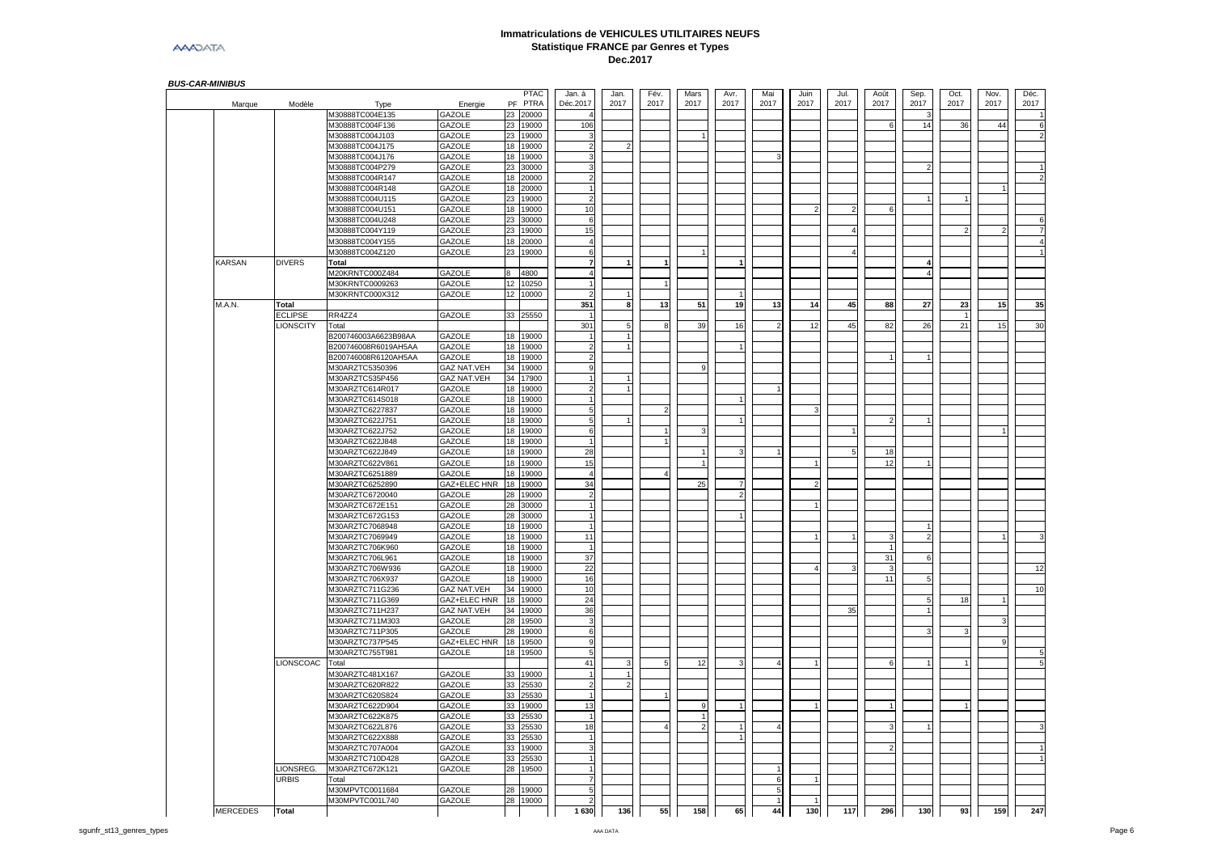# Immatriculations de VEHICULES UTILITAIRES NEUFS
## Statistique FRANCE par Genres et Types
## Dec.2017

***BUS-CAR-MINIBUS***

| Marque | Modèle | Type | Energie | PF | PTAC PTRA | Jan. à Déc.2017 | Jan. 2017 | Fév. 2017 | Mars 2017 | Avr. 2017 | Mai 2017 | Juin 2017 | Jul. 2017 | Août 2017 | Sep. 2017 | Oct. 2017 | Nov. 2017 | Déc. 2017 |
|---|---|---|---|---|---|---|---|---|---|---|---|---|---|---|---|---|---|---|
| | | M30888TC004E135 | GAZOLE | 23 | 20000 | 4 | | | | | | | | | 3 | | | 1 |
| | | M30888TC004F136 | GAZOLE | 23 | 19000 | 106 | | | | | | | | 6 | 14 | 36 | 44 | 6 |
| | | M30888TC004J103 | GAZOLE | 23 | 19000 | 3 | | | 1 | | | | | | | | | 2 |
| | | M30888TC004J175 | GAZOLE | 18 | 19000 | 2 | 2 | | | | | | | | | | | |
| | | M30888TC004J176 | GAZOLE | 18 | 19000 | 3 | | | | | 3 | | | | | | | |
| | | M30888TC004P279 | GAZOLE | 23 | 30000 | 3 | | | | | | | | | 2 | | | 1 |
| | | M30888TC004R147 | GAZOLE | 18 | 20000 | 2 | | | | | | | | | | | | 2 |
| | | M30888TC004R148 | GAZOLE | 18 | 20000 | 1 | | | | | | | | | | | 1 | |
| | | M30888TC004U115 | GAZOLE | 23 | 19000 | 2 | | | | | | | | | 1 | 1 | | |
| | | M30888TC004U151 | GAZOLE | 18 | 19000 | 10 | | | | | | 2 | 2 | 6 | | | | |
| | | M30888TC004U248 | GAZOLE | 23 | 30000 | 6 | | | | | | | | | | | | 6 |
| | | M30888TC004Y119 | GAZOLE | 23 | 19000 | 15 | | | | | | | 4 | | | 2 | 2 | 7 |
| | | M30888TC004Y155 | GAZOLE | 18 | 20000 | 4 | | | | | | | | | | | | 4 |
| | | M30888TC004Z120 | GAZOLE | 23 | 19000 | 6 | | | 1 | | | | 4 | | | | | 1 |
| KARSAN | DIVERS | **Total** | | | | **7** | **1** | **1** | | **1** | | | | | **4** | | | |
| | | M20KRNTC000Z484 | GAZOLE | 8 | 4800 | 4 | | | | | | | | | 4 | | | |
| | | M30KRNTC0009263 | GAZOLE | 12 | 10250 | 1 | | 1 | | | | | | | | | | |
| | | M30KRNTC000X312 | GAZOLE | 12 | 10000 | 2 | 1 | | | 1 | | | | | | | | |
| M.A.N. | **Total** | | | | | **351** | **8** | **13** | **51** | **19** | **13** | **14** | **45** | **88** | **27** | **23** | **15** | **35** |
| | ECLIPSE | RR4ZZ4 | GAZOLE | 33 | 25550 | 1 | | | | | | | | | | 1 | | |
| | LIONSCITY | Total | | | | 301 | 5 | 8 | 39 | 16 | 2 | 12 | 45 | 82 | 26 | 21 | 15 | 30 |
| | | B200746003A6623B98AA | GAZOLE | 18 | 19000 | 1 | 1 | | | | | | | | | | | |
| | | B200746008R6019AH5AA | GAZOLE | 18 | 19000 | 2 | 1 | | | 1 | | | | | | | | |
| | | B200746008R6120AH5AA | GAZOLE | 18 | 19000 | 2 | | | | | | | | 1 | 1 | | | |
| | | M30ARZTC5350396 | GAZ NAT.VEH | 34 | 19000 | 9 | | | 9 | | | | | | | | | |
| | | M30ARZTC535P456 | GAZ NAT.VEH | 34 | 17900 | 1 | 1 | | | | | | | | | | | |
| | | M30ARZTC614R017 | GAZOLE | 18 | 19000 | 2 | 1 | | | | 1 | | | | | | | |
| | | M30ARZTC614S018 | GAZOLE | 18 | 19000 | 1 | | | | 1 | | | | | | | | |
| | | M30ARZTC6227837 | GAZOLE | 18 | 19000 | 5 | | 2 | | | | 3 | | | | | | |
| | | M30ARZTC622J751 | GAZOLE | 18 | 19000 | 5 | 1 | | | 1 | | | | 2 | 1 | | | |
| | | M30ARZTC622J752 | GAZOLE | 18 | 19000 | 6 | | 1 | 3 | | | | 1 | | | | 1 | |
| | | M30ARZTC622J848 | GAZOLE | 18 | 19000 | 1 | | 1 | | | | | | | | | | |
| | | M30ARZTC622J849 | GAZOLE | 18 | 19000 | 28 | | | 1 | 3 | 1 | | 5 | 18 | | | | |
| | | M30ARZTC622V861 | GAZOLE | 18 | 19000 | 15 | | | 1 | | | 1 | | 12 | 1 | | | |
| | | M30ARZTC6251889 | GAZOLE | 18 | 19000 | 4 | | 4 | | | | | | | | | | |
| | | M30ARZTC6252890 | GAZ+ELEC HNR | 18 | 19000 | 34 | | | 25 | 7 | | 2 | | | | | | |
| | | M30ARZTC6720040 | GAZOLE | 28 | 19000 | 2 | | | | 2 | | | | | | | | |
| | | M30ARZTC672E151 | GAZOLE | 28 | 30000 | 1 | | | | | | 1 | | | | | | |
| | | M30ARZTC672G153 | GAZOLE | 28 | 30000 | 1 | | | | 1 | | | | | | | | |
| | | M30ARZTC7068948 | GAZOLE | 18 | 19000 | 1 | | | | | | | | | 1 | | | |
| | | M30ARZTC7069949 | GAZOLE | 18 | 19000 | 11 | | | | | | 1 | 1 | 3 | 2 | | 1 | 3 |
| | | M30ARZTC706K960 | GAZOLE | 18 | 19000 | 1 | | | | | | | | 1 | | | | |
| | | M30ARZTC706L961 | GAZOLE | 18 | 19000 | 37 | | | | | | | | 31 | 6 | | | |
| | | M30ARZTC706W936 | GAZOLE | 18 | 19000 | 22 | | | | | | 4 | 3 | 3 | | | | 12 |
| | | M30ARZTC706X937 | GAZOLE | 18 | 19000 | 16 | | | | | | | | 11 | 5 | | | |
| | | M30ARZTC711G236 | GAZ NAT.VEH | 34 | 19000 | 10 | | | | | | | | | | | | 10 |
| | | M30ARZTC711G369 | GAZ+ELEC HNR | 18 | 19000 | 24 | | | | | | | | | 5 | 18 | 1 | |
| | | M30ARZTC711H237 | GAZ NAT.VEH | 34 | 19000 | 36 | | | | | | | 35 | | 1 | | | |
| | | M30ARZTC711M303 | GAZOLE | 28 | 19500 | 3 | | | | | | | | | | | 3 | |
| | | M30ARZTC711P305 | GAZOLE | 28 | 19000 | 6 | | | | | | | | | 3 | 3 | | |
| | | M30ARZTC737P545 | GAZ+ELEC HNR | 18 | 19500 | 9 | | | | | | | | | | | 9 | |
| | | M30ARZTC755T981 | GAZOLE | 18 | 19500 | 5 | | | | | | | | | | | | 5 |
| | LIONSCOAC | Total | | | | 41 | 3 | 5 | 12 | 3 | 4 | 1 | | 6 | 1 | 1 | | 5 |
| | | M30ARZTC481X167 | GAZOLE | 33 | 19000 | 1 | 1 | | | | | | | | | | | |
| | | M30ARZTC620R822 | GAZOLE | 33 | 25530 | 2 | 2 | | | | | | | | | | | |
| | | M30ARZTC620S824 | GAZOLE | 33 | 25530 | 1 | | 1 | | | | | | | | | | |
| | | M30ARZTC622D904 | GAZOLE | 33 | 19000 | 13 | | | 9 | 1 | | 1 | | 1 | | 1 | | |
| | | M30ARZTC622K875 | GAZOLE | 33 | 25530 | 1 | | | 1 | | | | | | | | | |
| | | M30ARZTC622L876 | GAZOLE | 33 | 25530 | 18 | | 4 | 2 | 1 | 4 | | | 3 | 1 | | | 3 |
| | | M30ARZTC622X888 | GAZOLE | 33 | 25530 | 1 | | | | 1 | | | | | | | | |
| | | M30ARZTC707A004 | GAZOLE | 33 | 19000 | 3 | | | | | | | | 2 | | | | 1 |
| | | M30ARZTC710D428 | GAZOLE | 33 | 25530 | 1 | | | | | | | | | | | | 1 |
| | LIONSREG. | M30ARZTC672K121 | GAZOLE | 28 | 19500 | 1 | | | | | 1 | | | | | | | |
| | URBIS | Total | | | | 7 | | | | | 6 | 1 | | | | | | |
| | | M30MPVTC0011684 | GAZOLE | 28 | 19000 | 5 | | | | | 5 | | | | | | | |
| | | M30MPVTC001L740 | GAZOLE | 28 | 19000 | 2 | | | | | 1 | 1 | | | | | | |
| MERCEDES | **Total** | | | | | **1 630** | **136** | **55** | **158** | **65** | **44** | **130** | **117** | **296** | **130** | **93** | **159** | **247** |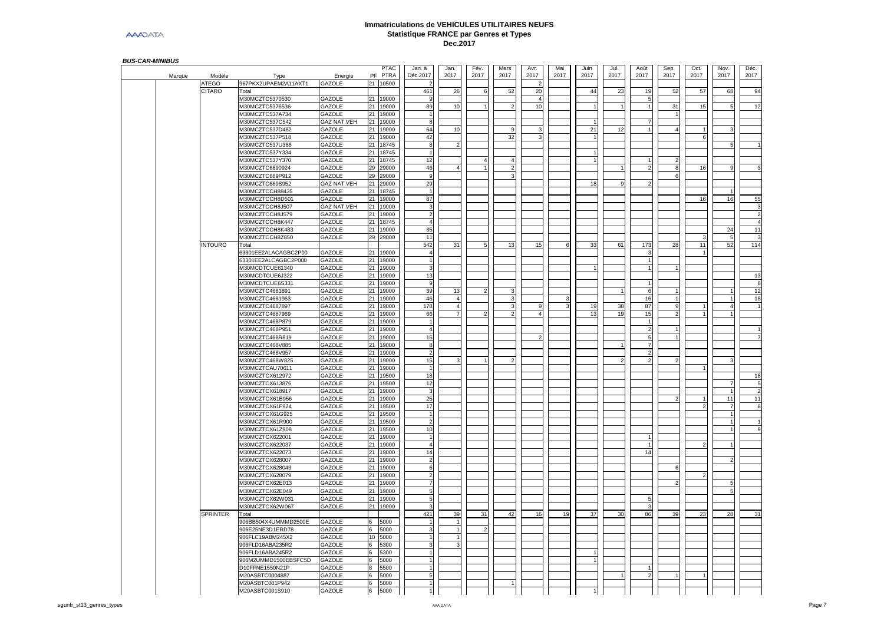# Immatriculations de VEHICULES UTILITAIRES NEUFS
## Statistique FRANCE par Genres et Types
## Dec.2017

**BUS-CAR-MINIBUS**

| Marque | Modèle | Type | Energie | PF | PTAC PTRA | Jan. à Déc.2017 | Jan. 2017 | Fév. 2017 | Mars 2017 | Avr. 2017 | Mai 2017 | Juin 2017 | Jul. 2017 | Août 2017 | Sep. 2017 | Oct. 2017 | Nov. 2017 | Déc. 2017 |
|---|---|---|---|---|---|---|---|---|---|---|---|---|---|---|---|---|---|---|
| | ATEGO | 967PKX2UPAEM2A11AXT1 | GAZOLE | 21 | 10500 | 2 | | | | 2 | | | | | | | | |
| | CITARO | Total | | | | 461 | 26 | 6 | 52 | 20 | | 44 | 23 | 19 | 52 | 57 | 68 | 94 |
| | | M30MCZTC5370530 | GAZOLE | 21 | 19000 | 9 | | | | 4 | | | | 5 | | | | |
| | | M30MCZTC5376536 | GAZOLE | 21 | 19000 | 89 | 10 | 1 | 2 | 10 | | 1 | 1 | 1 | 31 | 15 | 5 | 12 |
| | | M30MCZTC537A734 | GAZOLE | 21 | 19000 | 1 | | | | | | | | | 1 | | | |
| | | M30MCZTC537C542 | GAZ NAT.VEH | 21 | 19000 | 8 | | | | | | 1 | | 7 | | | | |
| | | M30MCZTC537D482 | GAZOLE | 21 | 19000 | 64 | 10 | | 9 | 3 | | 21 | 12 | 1 | 4 | 1 | 3 | |
| | | M30MCZTC537P518 | GAZOLE | 21 | 19000 | 42 | | | 32 | 3 | | 1 | | | | 6 | | |
| | | M30MCZTC537U366 | GAZOLE | 21 | 18745 | 8 | 2 | | | | | | | | | | 5 | 1 |
| | | M30MCZTC537Y334 | GAZOLE | 21 | 18745 | 1 | | | | | | 1 | | | | | | |
| | | M30MCZTC537Y370 | GAZOLE | 21 | 18745 | 12 | | 4 | 4 | | | 1 | | 1 | 2 | | | |
| | | M30MCZTC6890924 | GAZOLE | 29 | 29000 | 46 | 4 | 1 | 2 | | | | 1 | 2 | 8 | 16 | 9 | 3 |
| | | M30MCZTC689P912 | GAZOLE | 29 | 29000 | 9 | | | 3 | | | | | | 6 | | | |
| | | M30MCZTC689S952 | GAZ NAT.VEH | 21 | 29000 | 29 | | | | | | 18 | 9 | 2 | | | | |
| | | M30MCZTCCH88435 | GAZOLE | 21 | 18745 | 1 | | | | | | | | | | | 1 | |
| | | M30MCZTCCH8D501 | GAZOLE | 21 | 19000 | 87 | | | | | | | | | | 16 | 16 | 55 |
| | | M30MCZTCCH8J507 | GAZ NAT.VEH | 21 | 19000 | 3 | | | | | | | | | | | | 3 |
| | | M30MCZTCCH8J579 | GAZOLE | 21 | 19000 | 2 | | | | | | | | | | | | 2 |
| | | M30MCZTCCH8K447 | GAZOLE | 21 | 18745 | 4 | | | | | | | | | | | | 4 |
| | | M30MCZTCCH8K483 | GAZOLE | 21 | 19000 | 35 | | | | | | | | | | | 24 | 11 |
| | | M30MCZTCCH8Z850 | GAZOLE | 29 | 29000 | 11 | | | | | | | | | | 3 | 5 | 3 |
| | INTOURO | Total | | | | 542 | 31 | 5 | 13 | 15 | 6 | 33 | 61 | 173 | 28 | 11 | 52 | 114 |
| | | 63301EE2ALACAGBC2P00 | GAZOLE | 21 | 19000 | 4 | | | | | | | | 3 | | 1 | | |
| | | 63301EE2ALCAGBC2P000 | GAZOLE | 21 | 19000 | 1 | | | | | | | | 1 | | | | |
| | | M30MCDTCUE61340 | GAZOLE | 21 | 19000 | 3 | | | | | | 1 | | 1 | 1 | | | |
| | | M30MCDTCUE6J322 | GAZOLE | 21 | 19000 | 13 | | | | | | | | | | | | 13 |
| | | M30MCDTCUE6S331 | GAZOLE | 21 | 19000 | 9 | | | | | | | | 1 | | | | 8 |
| | | M30MCZTC4681891 | GAZOLE | 21 | 19000 | 39 | 13 | 2 | 3 | | | | 1 | 6 | 1 | | 1 | 12 |
| | | M30MCZTC4681963 | GAZOLE | 21 | 19000 | 46 | 4 | | 3 | | 3 | | | 16 | 1 | | 1 | 18 |
| | | M30MCZTC4687897 | GAZOLE | 21 | 19000 | 178 | 4 | | 3 | 9 | 3 | 19 | 38 | 87 | 9 | 1 | 4 | 1 |
| | | M30MCZTC4687969 | GAZOLE | 21 | 19000 | 66 | 7 | 2 | 2 | 4 | | 13 | 19 | 15 | 2 | 1 | 1 | |
| | | M30MCZTC468P879 | GAZOLE | 21 | 19000 | 1 | | | | | | | | 1 | | | | |
| | | M30MCZTC468P951 | GAZOLE | 21 | 19000 | 4 | | | | | | | | 2 | 1 | | | 1 |
| | | M30MCZTC468R819 | GAZOLE | 21 | 19000 | 15 | | | | 2 | | | | 5 | 1 | | | 7 |
| | | M30MCZTC468V885 | GAZOLE | 21 | 19000 | 8 | | | | | | | 1 | 7 | | | | |
| | | M30MCZTC468V957 | GAZOLE | 21 | 19000 | 2 | | | | | | | | 2 | | | | |
| | | M30MCZTC468W825 | GAZOLE | 21 | 19000 | 15 | 3 | 1 | 2 | | | | 2 | 2 | 2 | | 3 | |
| | | M30MCZTCAU70611 | GAZOLE | 21 | 19000 | 1 | | | | | | | | | | 1 | | |
| | | M30MCZTCX612972 | GAZOLE | 21 | 19500 | 18 | | | | | | | | | | | | 18 |
| | | M30MCZTCX613876 | GAZOLE | 21 | 19500 | 12 | | | | | | | | | | | 7 | 5 |
| | | M30MCZTCX618917 | GAZOLE | 21 | 19000 | 3 | | | | | | | | | | | 1 | 2 |
| | | M30MCZTCX61B956 | GAZOLE | 21 | 19000 | 25 | | | | | | | | | 2 | 1 | 11 | 11 |
| | | M30MCZTCX61F924 | GAZOLE | 21 | 19500 | 17 | | | | | | | | | | 2 | 7 | 8 |
| | | M30MCZTCX61G925 | GAZOLE | 21 | 19500 | 1 | | | | | | | | | | | 1 | |
| | | M30MCZTCX61R900 | GAZOLE | 21 | 19500 | 2 | | | | | | | | | | | 1 | 1 |
| | | M30MCZTCX61Z908 | GAZOLE | 21 | 19500 | 10 | | | | | | | | | | | 1 | 9 |
| | | M30MCZTCX622001 | GAZOLE | 21 | 19000 | 1 | | | | | | | | 1 | | | | |
| | | M30MCZTCX622037 | GAZOLE | 21 | 19000 | 4 | | | | | | | | 1 | | 2 | 1 | |
| | | M30MCZTCX622073 | GAZOLE | 21 | 19000 | 14 | | | | | | | | 14 | | | | |
| | | M30MCZTCX628007 | GAZOLE | 21 | 19000 | 2 | | | | | | | | | | | 2 | |
| | | M30MCZTCX628043 | GAZOLE | 21 | 19000 | 6 | | | | | | | | | 6 | | | |
| | | M30MCZTCX628079 | GAZOLE | 21 | 19000 | 2 | | | | | | | | | | 2 | | |
| | | M30MCZTCX62E013 | GAZOLE | 21 | 19000 | 7 | | | | | | | | | 2 | | 5 | |
| | | M30MCZTCX62E049 | GAZOLE | 21 | 19000 | 5 | | | | | | | | | | | 5 | |
| | | M30MCZTCX62W031 | GAZOLE | 21 | 19000 | 5 | | | | | | | | 5 | | | | |
| | | M30MCZTCX62W067 | GAZOLE | 21 | 19000 | 3 | | | | | | | | 3 | | | | |
| | SPRINTER | Total | | | | 421 | 39 | 31 | 42 | 16 | 19 | 37 | 30 | 86 | 39 | 23 | 28 | 31 |
| | | 906BB504X4UMMMD2500E | GAZOLE | 6 | 5000 | 1 | 1 | | | | | | | | | | | |
| | | 906E25NE3D1ERD78 | GAZOLE | 6 | 5000 | 3 | 1 | 2 | | | | | | | | | | |
| | | 906FLC19ABM245X2 | GAZOLE | 10 | 5000 | 1 | 1 | | | | | | | | | | | |
| | | 906FLD16ABA235R2 | GAZOLE | 6 | 5300 | 3 | 3 | | | | | | | | | | | |
| | | 906FLD16ABA245R2 | GAZOLE | 6 | 5300 | 1 | | | | | | 1 | | | | | | |
| | | 906M2UMMD1500EBSFC5D | GAZOLE | 6 | 5000 | 1 | | | | | | 1 | | | | | | |
| | | D10FFNE1550N21P | GAZOLE | 8 | 5500 | 1 | | | | | | | | 1 | | | | |
| | | M20ASBTC0004887 | GAZOLE | 6 | 5000 | 5 | | | | | | | 1 | 2 | 1 | 1 | | |
| | | M20ASBTC001P942 | GAZOLE | 6 | 5000 | 1 | | | 1 | | | | | | | | | |
| | | M20ASBTC001S910 | GAZOLE | 6 | 5000 | 1 | | | | | | 1 | | | | | | |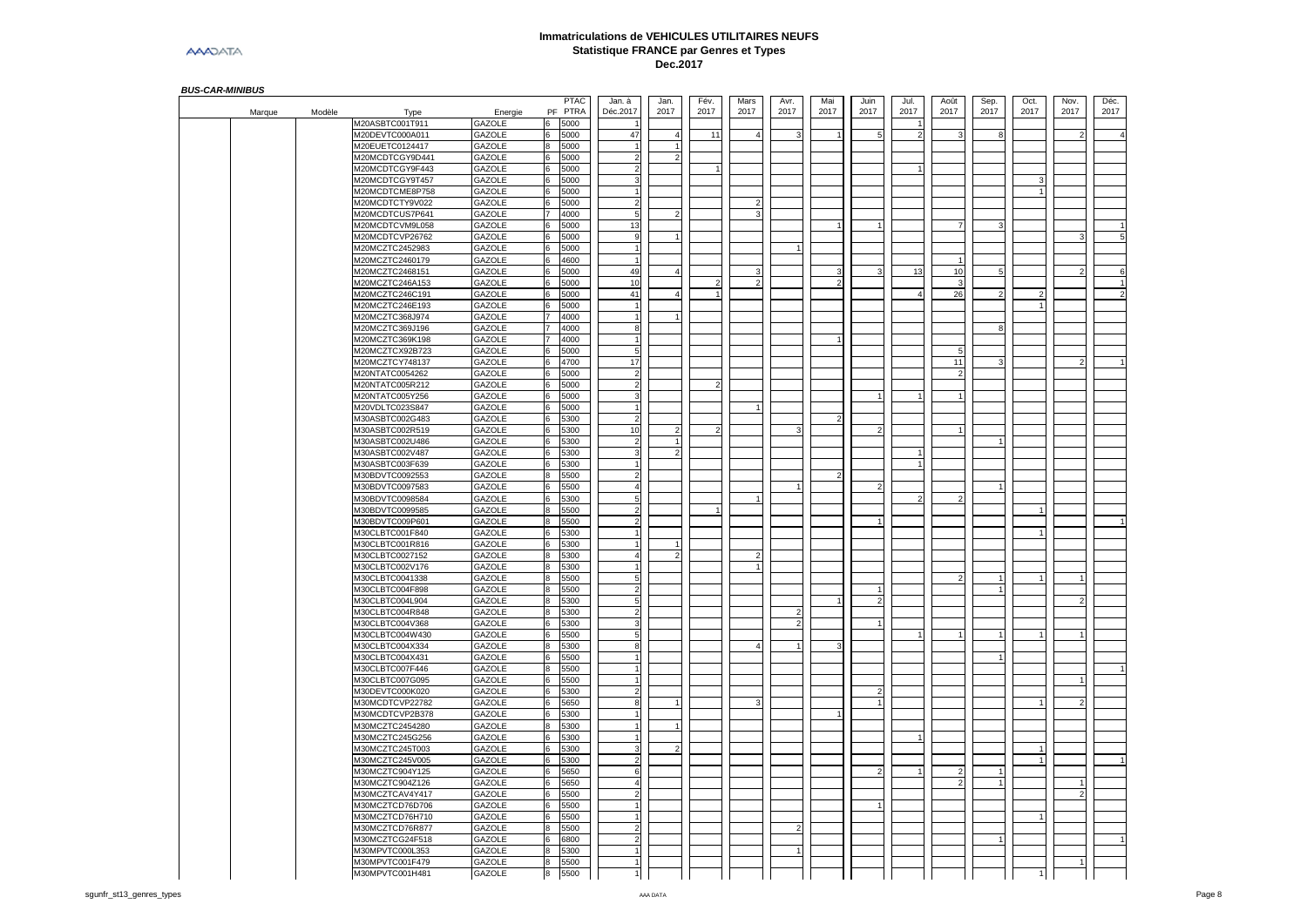# Immatriculations de VEHICULES UTILITAIRES NEUFS
## Statistique FRANCE par Genres et Types
## Dec.2017

### BUS-CAR-MINIBUS

| Marque | Modèle | Type | Energie | PF | PTAC PTRA | Jan. à Déc.2017 | Jan. 2017 | Fév. 2017 | Mars 2017 | Avr. 2017 | Mai 2017 | Juin 2017 | Jul. 2017 | Août 2017 | Sep. 2017 | Oct. 2017 | Nov. 2017 | Déc. 2017 |
|---|---|---|---|---|---|---|---|---|---|---|---|---|---|---|---|---|---|---|
| | | M20ASBTC001T911 | GAZOLE | 6 | 5000 | 1 | | | | | | | 1 | | | | | |
| | | M20DEVTC000A011 | GAZOLE | 6 | 5000 | 47 | 4 | 11 | 4 | 3 | 1 | 5 | 2 | 3 | 8 | | 2 | 4 |
| | | M20EUETC0124417 | GAZOLE | 8 | 5000 | 1 | 1 | | | | | | | | | | | |
| | | M20MCDTCGY9D441 | GAZOLE | 6 | 5000 | 2 | 2 | | | | | | | | | | | |
| | | M20MCDTCGY9F443 | GAZOLE | 6 | 5000 | 2 | | 1 | | | | | 1 | | | | | |
| | | M20MCDTCGY9T457 | GAZOLE | 6 | 5000 | 3 | | | | | | | | | | 3 | | |
| | | M20MCDTCME8P758 | GAZOLE | 6 | 5000 | 1 | | | | | | | | | | 1 | | |
| | | M20MCDTCTY9V022 | GAZOLE | 6 | 5000 | 2 | | | 2 | | | | | | | | | |
| | | M20MCDTCUS7P641 | GAZOLE | 7 | 4000 | 5 | 2 | | 3 | | | | | | | | | |
| | | M20MCDTCVM9L058 | GAZOLE | 6 | 5000 | 13 | | | | | 1 | 1 | | 7 | 3 | | | 1 |
| | | M20MCDTCVP26762 | GAZOLE | 6 | 5000 | 9 | 1 | | | | | | | | | | 3 | 5 |
| | | M20MCZTC2452983 | GAZOLE | 6 | 5000 | 1 | | | | 1 | | | | | | | | |
| | | M20MCZTC2460179 | GAZOLE | 6 | 4600 | 1 | | | | | | | | 1 | | | | |
| | | M20MCZTC2468151 | GAZOLE | 6 | 5000 | 49 | 4 | | 3 | | 3 | 3 | 13 | 10 | 5 | | 2 | 6 |
| | | M20MCZTC246A153 | GAZOLE | 6 | 5000 | 10 | | 2 | 2 | | 2 | | | 3 | | | | 1 |
| | | M20MCZTC246C191 | GAZOLE | 6 | 5000 | 41 | 4 | 1 | | | | | 4 | 26 | 2 | 2 | | 2 |
| | | M20MCZTC246E193 | GAZOLE | 6 | 5000 | 1 | | | | | | | | | | 1 | | |
| | | M20MCZTC368J974 | GAZOLE | 7 | 4000 | 1 | 1 | | | | | | | | | | | |
| | | M20MCZTC369J196 | GAZOLE | 7 | 4000 | 8 | | | | | | | | | 8 | | | |
| | | M20MCZTC369K198 | GAZOLE | 7 | 4000 | 1 | | | | | 1 | | | | | | | |
| | | M20MCZTCX92B723 | GAZOLE | 6 | 5000 | 5 | | | | | | | | 5 | | | | |
| | | M20MCZTCY748137 | GAZOLE | 6 | 4700 | 17 | | | | | | | | 11 | 3 | | 2 | 1 |
| | | M20NTATC0054262 | GAZOLE | 6 | 5000 | 2 | | | | | | | | 2 | | | | |
| | | M20NTATC005R212 | GAZOLE | 6 | 5000 | 2 | | 2 | | | | | | | | | | |
| | | M20NTATC005Y256 | GAZOLE | 6 | 5000 | 3 | | | | | | 1 | 1 | 1 | | | | |
| | | M20VDLTC023S847 | GAZOLE | 6 | 5000 | 1 | | | 1 | | | | | | | | | |
| | | M30ASBTC002G483 | GAZOLE | 6 | 5300 | 2 | | | | | 2 | | | | | | | |
| | | M30ASBTC002R519 | GAZOLE | 6 | 5300 | 10 | 2 | 2 | | 3 | | 2 | | 1 | | | | |
| | | M30ASBTC002U486 | GAZOLE | 6 | 5300 | 2 | 1 | | | | | | | | 1 | | | |
| | | M30ASBTC002V487 | GAZOLE | 6 | 5300 | 3 | 2 | | | | | | 1 | | | | | |
| | | M30ASBTC003F639 | GAZOLE | 6 | 5300 | 1 | | | | | | | 1 | | | | | |
| | | M30BDVTC0092553 | GAZOLE | 8 | 5500 | 2 | | | | | 2 | | | | | | | |
| | | M30BDVTC0097583 | GAZOLE | 6 | 5500 | 4 | | | | 1 | | 2 | | | 1 | | | |
| | | M30BDVTC0098584 | GAZOLE | 6 | 5300 | 5 | | | 1 | | | | 2 | 2 | | | | |
| | | M30BDVTC0099585 | GAZOLE | 8 | 5500 | 2 | | 1 | | | | | | | | 1 | | |
| | | M30BDVTC009P601 | GAZOLE | 8 | 5500 | 2 | | | | | | 1 | | | | | | 1 |
| | | M30CLBTC001F840 | GAZOLE | 6 | 5300 | 1 | | | | | | | | | | 1 | | |
| | | M30CLBTC001R816 | GAZOLE | 6 | 5300 | 1 | 1 | | | | | | | | | | | |
| | | M30CLBTC0027152 | GAZOLE | 8 | 5300 | 4 | 2 | | 2 | | | | | | | | | |
| | | M30CLBTC002V176 | GAZOLE | 8 | 5300 | 1 | | | 1 | | | | | | | | | |
| | | M30CLBTC0041338 | GAZOLE | 8 | 5500 | 5 | | | | | | | | 2 | 1 | 1 | 1 | |
| | | M30CLBTC004F898 | GAZOLE | 8 | 5500 | 2 | | | | | | 1 | | | 1 | | | |
| | | M30CLBTC004L904 | GAZOLE | 8 | 5300 | 5 | | | | | 1 | 2 | | | | | 2 | |
| | | M30CLBTC004R848 | GAZOLE | 8 | 5300 | 2 | | | | 2 | | | | | | | | |
| | | M30CLBTC004V368 | GAZOLE | 6 | 5300 | 3 | | | | 2 | | 1 | | | | | | |
| | | M30CLBTC004W430 | GAZOLE | 6 | 5500 | 5 | | | | | | | 1 | 1 | 1 | 1 | 1 | |
| | | M30CLBTC004X334 | GAZOLE | 8 | 5300 | 8 | | | 4 | 1 | 3 | | | | | | | |
| | | M30CLBTC004X431 | GAZOLE | 6 | 5500 | 1 | | | | | | | | | 1 | | | |
| | | M30CLBTC007F446 | GAZOLE | 8 | 5500 | 1 | | | | | | | | | | | | 1 |
| | | M30CLBTC007G095 | GAZOLE | 6 | 5500 | 1 | | | | | | | | | | | 1 | |
| | | M30DEVTC000K020 | GAZOLE | 6 | 5300 | 2 | | | | | | 2 | | | | | | |
| | | M30MCDTCVP22782 | GAZOLE | 6 | 5650 | 8 | 1 | | 3 | | | 1 | | | | 1 | 2 | |
| | | M30MCDTCVP2B378 | GAZOLE | 6 | 5300 | 1 | | | | | 1 | | | | | | | |
| | | M30MCZTC2454280 | GAZOLE | 8 | 5300 | 1 | 1 | | | | | | | | | | | |
| | | M30MCZTC245G256 | GAZOLE | 6 | 5300 | 1 | | | | | | | 1 | | | | | |
| | | M30MCZTC245T003 | GAZOLE | 6 | 5300 | 3 | 2 | | | | | | | | | 1 | | |
| | | M30MCZTC245V005 | GAZOLE | 6 | 5300 | 2 | | | | | | | | | | 1 | | 1 |
| | | M30MCZTC904Y125 | GAZOLE | 6 | 5650 | 6 | | | | | | 2 | 1 | 2 | 1 | | | |
| | | M30MCZTC904Z126 | GAZOLE | 6 | 5650 | 4 | | | | | | | | 2 | 1 | | 1 | |
| | | M30MCZTCAV4Y417 | GAZOLE | 6 | 5500 | 2 | | | | | | | | | | | 2 | |
| | | M30MCZTCD76D706 | GAZOLE | 6 | 5500 | 1 | | | | | | 1 | | | | | | |
| | | M30MCZTCD76H710 | GAZOLE | 6 | 5500 | 1 | | | | | | | | | | 1 | | |
| | | M30MCZTCD76R877 | GAZOLE | 8 | 5500 | 2 | | | | 2 | | | | | | | | |
| | | M30MCZTCG24F518 | GAZOLE | 6 | 6800 | 2 | | | | | | | | | 1 | | | 1 |
| | | M30MPVTC000L353 | GAZOLE | 8 | 5300 | 1 | | | | 1 | | | | | | | | |
| | | M30MPVTC001F479 | GAZOLE | 8 | 5500 | 1 | | | | | | | | | | | 1 | |
| | | M30MPVTC001H481 | GAZOLE | 8 | 5500 | 1 | | | | | | | | | | 1 | | |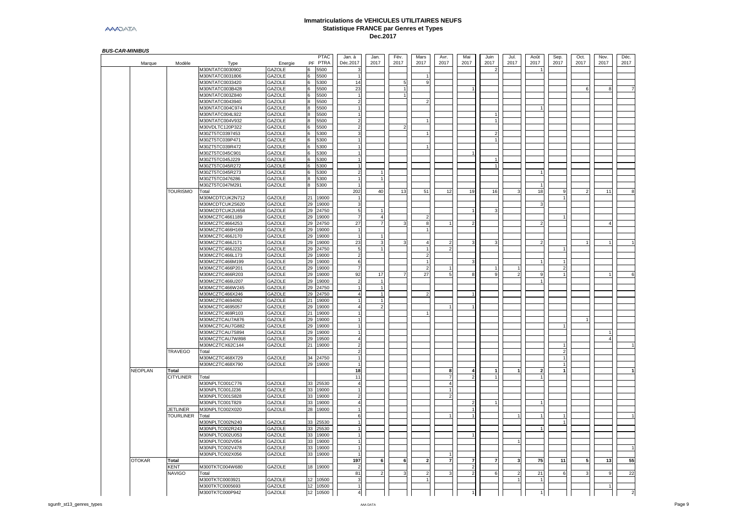# Immatriculations de VEHICULES UTILITAIRES NEUFS
## Statistique FRANCE par Genres et Types
## Dec.2017

### BUS-CAR-MINIBUS

| Marque | Modèle | Type | Energie | PF | PTAC PTRA | Jan. à Déc.2017 | Jan. 2017 | Fév. 2017 | Mars 2017 | Avr. 2017 | Mai 2017 | Juin 2017 | Jul. 2017 | Août 2017 | Sep. 2017 | Oct. 2017 | Nov. 2017 | Déc. 2017 |
|---|---|---|---|---|---|---|---|---|---|---|---|---|---|---|---|---|---|---|
| | | M30NTATC0030902 | GAZOLE | 6 | 5500 | 3 | | | | | | 2 | | 1 | | | | |
| | | M30NTATC0031806 | GAZOLE | 6 | 5500 | 1 | | | 1 | | | | | | | | | |
| | | M30NTATC0033420 | GAZOLE | 6 | 5300 | 14 | | 5 | 9 | | | | | | | | | |
| | | M30NTATC003B428 | GAZOLE | 6 | 5500 | 23 | | 1 | | | 1 | | | | | 6 | 8 | 7 |
| | | M30NTATC003Z840 | GAZOLE | 6 | 5500 | 1 | | 1 | | | | | | | | | | |
| | | M30NTATC0043940 | GAZOLE | 8 | 5500 | 2 | | | 2 | | | | | | | | | |
| | | M30NTATC004C974 | GAZOLE | 8 | 5500 | 1 | | | | | | | | 1 | | | | |
| | | M30NTATC004L922 | GAZOLE | 8 | 5500 | 1 | | | | | | 1 | | | | | | |
| | | M30NTATC004V932 | GAZOLE | 8 | 5500 | 2 | | | 1 | | | 1 | | | | | | |
| | | M30VDLTC120P322 | GAZOLE | 6 | 5500 | 2 | | 2 | | | | | | | | | | |
| | | M30ZT5TC0397453 | GAZOLE | 6 | 5300 | 3 | | | 1 | | | 2 | | | | | | |
| | | M30ZT5TC039P471 | GAZOLE | 6 | 5300 | 1 | | | | | | 1 | | | | | | |
| | | M30ZT5TC039R472 | GAZOLE | 6 | 5300 | 1 | | | 1 | | | | | | | | | |
| | | M30ZT5TC045C901 | GAZOLE | 6 | 5300 | 1 | | | | | 1 | | | | | | | |
| | | M30ZT5TC045J229 | GAZOLE | 6 | 5300 | 1 | | | | | | 1 | | | | | | |
| | | M30ZT5TC045R272 | GAZOLE | 6 | 5300 | 1 | | | | | | 1 | | | | | | |
| | | M30ZT5TC045R273 | GAZOLE | 6 | 5300 | 2 | 1 | | | | | | | 1 | | | | |
| | | M30ZT5TC0476286 | GAZOLE | 8 | 5300 | 1 | 1 | | | | | | | | | | | |
| | | M30ZT5TC047M291 | GAZOLE | 8 | 5300 | 1 | | | | | | | | 1 | | | | |
| | TOURISMO | Total | | | | 202 | 40 | 13 | 51 | 12 | 19 | 16 | 3 | 18 | 9 | 2 | 11 | 8 |
| | | M30MCDTCUK2N712 | GAZOLE | 21 | 19000 | 1 | | | | | | | | | 1 | | | |
| | | M30MCDTCUK2S620 | GAZOLE | 29 | 19000 | 3 | | | | | | | | 3 | | | | |
| | | M30MCDTCUK2U658 | GAZOLE | 29 | 24750 | 5 | 1 | | | | 1 | 3 | | | | | | |
| | | M30MCZTC4661189 | GAZOLE | 29 | 19000 | 7 | 4 | | 2 | | | | | | 1 | | | |
| | | M30MCZTC4664253 | GAZOLE | 29 | 24750 | 27 | 7 | 3 | 8 | 1 | 2 | | | 2 | | | 4 | |
| | | M30MCZTC466H169 | GAZOLE | 29 | 19000 | 1 | | | 1 | | | | | | | | | |
| | | M30MCZTC466J170 | GAZOLE | 29 | 19000 | 1 | 1 | | | | | | | | | | | |
| | | M30MCZTC466J171 | GAZOLE | 29 | 19000 | 23 | 3 | 3 | 4 | 2 | 3 | 3 | | 2 | | 1 | 1 | 1 |
| | | M30MCZTC466J232 | GAZOLE | 29 | 24750 | 5 | 1 | | 1 | 2 | | | | | 1 | | | |
| | | M30MCZTC466L173 | GAZOLE | 29 | 19000 | 2 | | | 2 | | | | | | | | | |
| | | M30MCZTC466M199 | GAZOLE | 29 | 19000 | 6 | | | 1 | | 3 | | | 1 | 1 | | | |
| | | M30MCZTC466P201 | GAZOLE | 29 | 19000 | 7 | | | 2 | 1 | | 1 | 1 | | 2 | | | |
| | | M30MCZTC466R203 | GAZOLE | 29 | 19000 | 92 | 17 | 7 | 27 | 5 | 8 | 9 | 2 | 9 | 1 | | 1 | 6 |
| | | M30MCZTC466U207 | GAZOLE | 29 | 19000 | 2 | 1 | | | | | | | 1 | | | | |
| | | M30MCZTC466W245 | GAZOLE | 29 | 24750 | 1 | 1 | | | | | | | | | | | |
| | | M30MCZTC466X246 | GAZOLE | 29 | 24750 | 4 | 1 | | 2 | | 1 | | | | | | | |
| | | M30MCZTC4694092 | GAZOLE | 21 | 19000 | 1 | 1 | | | | | | | | | | | |
| | | M30MCZTC4695057 | GAZOLE | 29 | 19000 | 4 | 2 | | | 1 | 1 | | | | | | | |
| | | M30MCZTC469R103 | GAZOLE | 21 | 19000 | 1 | | | 1 | | | | | | | | | |
| | | M30MCZTCAU7A876 | GAZOLE | 29 | 19000 | 1 | | | | | | | | | | 1 | | |
| | | M30MCZTCAU7G882 | GAZOLE | 29 | 19000 | 1 | | | | | | | | | 1 | | | |
| | | M30MCZTCAU7S894 | GAZOLE | 29 | 19000 | 1 | | | | | | | | | | | 1 | |
| | | M30MCZTCAU7W898 | GAZOLE | 29 | 19500 | 4 | | | | | | | | | | | 4 | |
| | | M30MCZTCX62C144 | GAZOLE | 21 | 19000 | 2 | | | | | | | | | 1 | | | 1 |
| | TRAVEGO | Total | | | | 2 | | | | | | | | | 2 | | | |
| | | M30MCZTC468X729 | GAZOLE | 34 | 24750 | 1 | | | | | | | | | 1 | | | |
| | | M30MCZTC468X790 | GAZOLE | 29 | 19000 | 1 | | | | | | | | | 1 | | | |
| NEOPLAN | **Total** | | | | | **18** | | | | **8** | **4** | **1** | **1** | **2** | **1** | | | **1** |
| | CITYLINER | Total | | | | 11 | | | | 7 | 2 | 1 | | 1 | | | | |
| | | M30NPLTC001C776 | GAZOLE | 33 | 25530 | 4 | | | | 4 | | | | | | | | |
| | | M30NPLTC001J236 | GAZOLE | 33 | 19000 | 1 | | | | 1 | | | | | | | | |
| | | M30NPLTC001S828 | GAZOLE | 33 | 19000 | 2 | | | | 2 | | | | | | | | |
| | | M30NPLTC001T829 | GAZOLE | 33 | 19000 | 4 | | | | | 2 | 1 | | 1 | | | | |
| | JETLINER | M30NPLTC002X020 | GAZOLE | 28 | 19000 | 1 | | | | | 1 | | | | | | | |
| | TOURLINER | Total | | | | 6 | | | | 1 | 1 | | 1 | 1 | 1 | | | 1 |
| | | M30NPLTC002N240 | GAZOLE | 33 | 25530 | 1 | | | | | | | | | 1 | | | |
| | | M30NPLTC002R243 | GAZOLE | 33 | 25530 | 1 | | | | | | | | 1 | | | | |
| | | M30NPLTC002U053 | GAZOLE | 33 | 19000 | 1 | | | | | 1 | | | | | | | |
| | | M30NPLTC002V054 | GAZOLE | 33 | 19000 | 1 | | | | | | | 1 | | | | | |
| | | M30NPLTC002V478 | GAZOLE | 33 | 19000 | 1 | | | | | | | | | | | | 1 |
| | | M30NPLTC002X056 | GAZOLE | 33 | 19000 | 1 | | | | 1 | | | | | | | | |
| OTOKAR | **Total** | | | | | **197** | **6** | **6** | **2** | **7** | **7** | **7** | **3** | **75** | **11** | **5** | **13** | **55** |
| | KENT | M300TKTC004W680 | GAZOLE | 18 | 19000 | 2 | | | | | 2 | | | | | | | |
| | NAVIGO | Total | | | | 81 | 2 | 3 | 2 | 3 | 2 | 6 | 2 | 21 | 6 | 3 | 9 | 22 |
| | | M300TKTC0003921 | GAZOLE | 12 | 10500 | 3 | | | 1 | | | | 1 | 1 | | | | |
| | | M300TKTC0005693 | GAZOLE | 12 | 10500 | 1 | | | | | | | | | | | 1 | |
| | | M300TKTC000P942 | GAZOLE | 12 | 10500 | 4 | | | | | 1 | | | 1 | | | | 2 |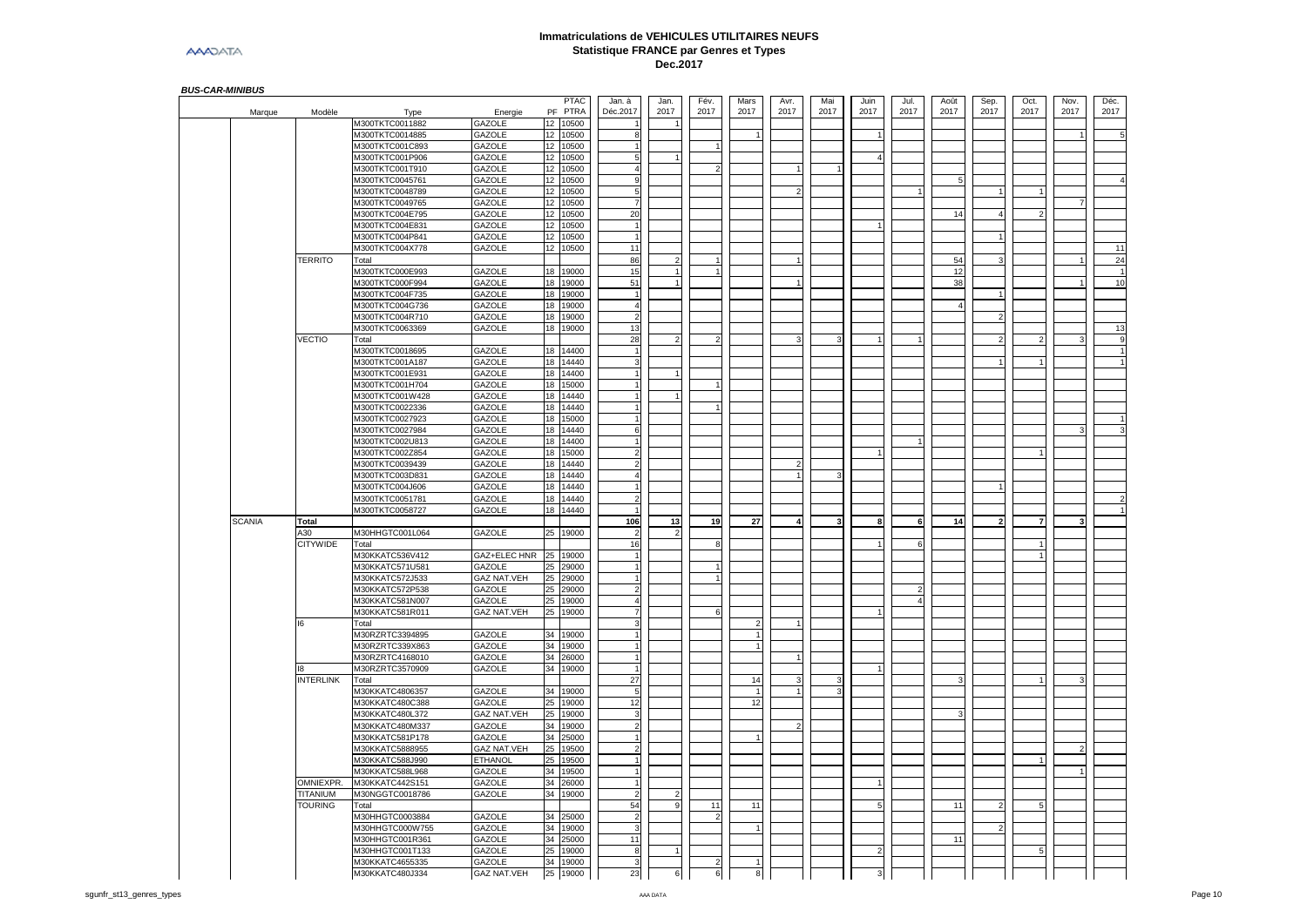# Immatriculations de VEHICULES UTILITAIRES NEUFS
## Statistique FRANCE par Genres et Types
## Dec.2017

**BUS-CAR-MINIBUS**

| Marque | Modèle | Type | Energie | PF | PTAC PTRA | Jan. à Déc.2017 | Jan. 2017 | Fév. 2017 | Mars 2017 | Avr. 2017 | Mai 2017 | Juin 2017 | Jul. 2017 | Août 2017 | Sep. 2017 | Oct. 2017 | Nov. 2017 | Déc. 2017 |
|---|---|---|---|---|---|---|---|---|---|---|---|---|---|---|---|---|---|---|
| | | M300TKTC0011882 | GAZOLE | 12 | 10500 | 1 | 1 | | | | | | | | | | | |
| | | M300TKTC0014885 | GAZOLE | 12 | 10500 | 8 | | | 1 | | | 1 | | | | | 1 | 5 |
| | | M300TKTC001C893 | GAZOLE | 12 | 10500 | 1 | | 1 | | | | | | | | | | |
| | | M300TKTC001P906 | GAZOLE | 12 | 10500 | 5 | 1 | | | | | 4 | | | | | | |
| | | M300TKTC001T910 | GAZOLE | 12 | 10500 | 4 | | 2 | | 1 | 1 | | | | | | | |
| | | M300TKTC0045761 | GAZOLE | 12 | 10500 | 9 | | | | | | | | 5 | | | | 4 |
| | | M300TKTC0048789 | GAZOLE | 12 | 10500 | 5 | | | | 2 | | | 1 | | 1 | 1 | | |
| | | M300TKTC0049765 | GAZOLE | 12 | 10500 | 7 | | | | | | | | | | | 7 | |
| | | M300TKTC004E795 | GAZOLE | 12 | 10500 | 20 | | | | | | | | 14 | 4 | 2 | | |
| | | M300TKTC004E831 | GAZOLE | 12 | 10500 | 1 | | | | | | 1 | | | | | | |
| | | M300TKTC004P841 | GAZOLE | 12 | 10500 | 1 | | | | | | | | | 1 | | | |
| | | M300TKTC004X778 | GAZOLE | 12 | 10500 | 11 | | | | | | | | | | | | 11 |
| | TERRITO | Total | | | | 86 | 2 | 1 | | 1 | | | | 54 | 3 | | 1 | 24 |
| | | M300TKTC000E993 | GAZOLE | 18 | 19000 | 15 | 1 | 1 | | | | | | 12 | | | | 1 |
| | | M300TKTC000F994 | GAZOLE | 18 | 19000 | 51 | 1 | | | 1 | | | | 38 | | | 1 | 10 |
| | | M300TKTC004F735 | GAZOLE | 18 | 19000 | 1 | | | | | | | | | 1 | | | |
| | | M300TKTC004G736 | GAZOLE | 18 | 19000 | 4 | | | | | | | | 4 | | | | |
| | | M300TKTC004R710 | GAZOLE | 18 | 19000 | 2 | | | | | | | | | 2 | | | |
| | | M300TKTC0063369 | GAZOLE | 18 | 19000 | 13 | | | | | | | | | | | | 13 |
| | VECTIO | Total | | | | 28 | 2 | 2 | | 3 | 3 | 1 | 1 | | 2 | 2 | 3 | 9 |
| | | M300TKTC0018695 | GAZOLE | 18 | 14400 | 1 | | | | | | | | | | | | 1 |
| | | M300TKTC001A187 | GAZOLE | 18 | 14440 | 3 | | | | | | | | | 1 | 1 | | 1 |
| | | M300TKTC001E931 | GAZOLE | 18 | 14400 | 1 | 1 | | | | | | | | | | | |
| | | M300TKTC001H704 | GAZOLE | 18 | 15000 | 1 | | 1 | | | | | | | | | | |
| | | M300TKTC001W428 | GAZOLE | 18 | 14440 | 1 | 1 | | | | | | | | | | | |
| | | M300TKTC0022336 | GAZOLE | 18 | 14440 | 1 | | 1 | | | | | | | | | | |
| | | M300TKTC0027923 | GAZOLE | 18 | 15000 | 1 | | | | | | | | | | | | 1 |
| | | M300TKTC0027984 | GAZOLE | 18 | 14440 | 6 | | | | | | | | | | | 3 | 3 |
| | | M300TKTC002U813 | GAZOLE | 18 | 14400 | 1 | | | | | | | 1 | | | | | |
| | | M300TKTC002Z854 | GAZOLE | 18 | 15000 | 2 | | | | | | 1 | | | | 1 | | |
| | | M300TKTC0039439 | GAZOLE | 18 | 14440 | 2 | | | | 2 | | | | | | | | |
| | | M300TKTC003D831 | GAZOLE | 18 | 14440 | 4 | | | | 1 | 3 | | | | | | | |
| | | M300TKTC004J606 | GAZOLE | 18 | 14440 | 1 | | | | | | | | | 1 | | | |
| | | M300TKTC0051781 | GAZOLE | 18 | 14440 | 2 | | | | | | | | | | | | 2 |
| | | M300TKTC0058727 | GAZOLE | 18 | 14440 | 1 | | | | | | | | | | | | 1 |
| SCANIA | **Total** | | | | | **106** | **13** | **19** | **27** | **4** | **3** | **8** | **6** | **14** | **2** | **7** | **3** | |
| | A30 | M30HHGTC001L064 | GAZOLE | 25 | 19000 | 2 | 2 | | | | | | | | | | | |
| | CITYWIDE | Total | | | | 16 | | 8 | | | | 1 | 6 | | | 1 | | |
| | | M30KKATC536V412 | GAZ+ELEC HNR | 25 | 19000 | 1 | | | | | | | | | | 1 | | |
| | | M30KKATC571U581 | GAZOLE | 25 | 29000 | 1 | | 1 | | | | | | | | | | |
| | | M30KKATC572J533 | GAZ NAT.VEH | 25 | 29000 | 1 | | 1 | | | | | | | | | | |
| | | M30KKATC572P538 | GAZOLE | 25 | 29000 | 2 | | | | | | | 2 | | | | | |
| | | M30KKATC581N007 | GAZOLE | 25 | 19000 | 4 | | | | | | | 4 | | | | | |
| | | M30KKATC581R011 | GAZ NAT.VEH | 25 | 19000 | 7 | | 6 | | | | 1 | | | | | | |
| | I6 | Total | | | | 3 | | | 2 | 1 | | | | | | | | |
| | | M30RZRTC3394895 | GAZOLE | 34 | 19000 | 1 | | | 1 | | | | | | | | | |
| | | M30RZRTC339X863 | GAZOLE | 34 | 19000 | 1 | | | 1 | | | | | | | | | |
| | | M30RZRTC4168010 | GAZOLE | 34 | 26000 | 1 | | | | 1 | | | | | | | | |
| | I8 | M30RZRTC3570909 | GAZOLE | 34 | 19000 | 1 | | | | | | 1 | | | | | | |
| | INTERLINK | Total | | | | 27 | | | 14 | 3 | 3 | | | 3 | | 1 | 3 | |
| | | M30KKATC4806357 | GAZOLE | 34 | 19000 | 5 | | | 1 | 1 | 3 | | | | | | | |
| | | M30KKATC480C388 | GAZOLE | 25 | 19000 | 12 | | | 12 | | | | | | | | | |
| | | M30KKATC480L372 | GAZ NAT.VEH | 25 | 19000 | 3 | | | | | | | | 3 | | | | |
| | | M30KKATC480M337 | GAZOLE | 34 | 19000 | 2 | | | | 2 | | | | | | | | |
| | | M30KKATC581P178 | GAZOLE | 34 | 25000 | 1 | | | 1 | | | | | | | | | |
| | | M30KKATC5888955 | GAZ NAT.VEH | 25 | 19500 | 2 | | | | | | | | | | | 2 | |
| | | M30KKATC588J990 | ETHANOL | 25 | 19500 | 1 | | | | | | | | | | 1 | | |
| | | M30KKATC588L968 | GAZOLE | 34 | 19500 | 1 | | | | | | | | | | | 1 | |
| | OMNIEXPR. | M30KKATC442S151 | GAZOLE | 34 | 26000 | 1 | | | | | | 1 | | | | | | |
| | TITANIUM | M30NGGTC0018786 | GAZOLE | 34 | 19000 | 2 | 2 | | | | | | | | | | | |
| | TOURING | Total | | | | 54 | 9 | 11 | 11 | | | 5 | | 11 | 2 | 5 | | |
| | | M30HHGTC0003884 | GAZOLE | 34 | 25000 | 2 | | 2 | | | | | | | | | | |
| | | M30HHGTC000W755 | GAZOLE | 34 | 19000 | 3 | | | 1 | | | | | | 2 | | | |
| | | M30HHGTC001R361 | GAZOLE | 34 | 25000 | 11 | | | | | | | | 11 | | | | |
| | | M30HHGTC001T133 | GAZOLE | 25 | 19000 | 8 | 1 | | | | | 2 | | | | 5 | | |
| | | M30KKATC4655335 | GAZOLE | 34 | 19000 | 3 | | 2 | 1 | | | | | | | | | |
| | | M30KKATC480J334 | GAZ NAT.VEH | 25 | 19000 | 23 | 6 | 6 | 8 | | | 3 | | | | | | |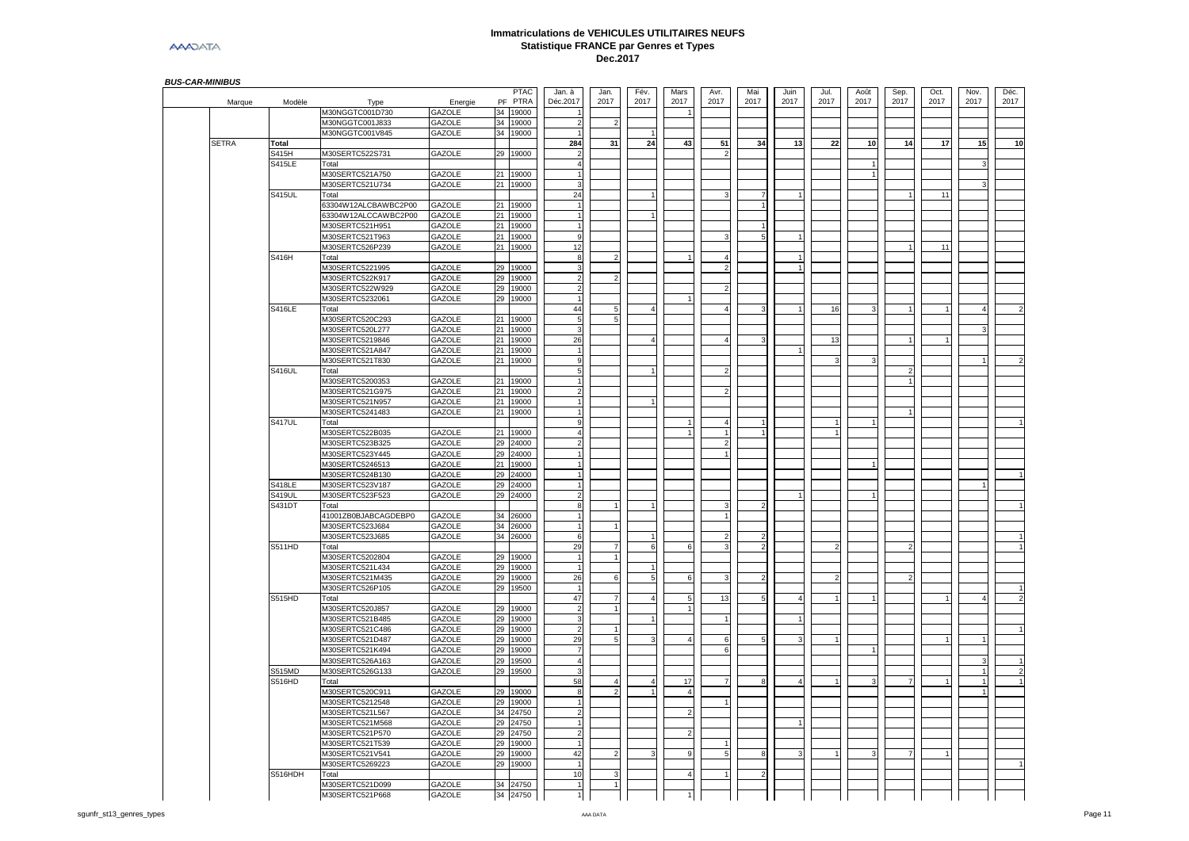# Immatriculations de VEHICULES UTILITAIRES NEUFS
## Statistique FRANCE par Genres et Types
## Dec.2017

### BUS-CAR-MINIBUS

| Marque | Modèle | Type | Energie | PF | PTAC PTRA | Jan. à Déc.2017 | Jan. 2017 | Fév. 2017 | Mars 2017 | Avr. 2017 | Mai 2017 | Juin 2017 | Jul. 2017 | Août 2017 | Sep. 2017 | Oct. 2017 | Nov. 2017 | Déc. 2017 |
|---|---|---|---|---|---|---|---|---|---|---|---|---|---|---|---|---|---|---|
| | | M30NGGTC001D730 | GAZOLE | 34 | 19000 | 1 | | | 1 | | | | | | | | | |
| | | M30NGGTC001J833 | GAZOLE | 34 | 19000 | 2 | 2 | | | | | | | | | | | |
| | | M30NGGTC001V845 | GAZOLE | 34 | 19000 | 1 | | 1 | | | | | | | | | | |
| SETRA | **Total** | | | | | **284** | **31** | **24** | **43** | **51** | **34** | **13** | **22** | **10** | **14** | **17** | **15** | **10** |
| | S415H | M30SERTC522S731 | GAZOLE | 29 | 19000 | 2 | | | | 2 | | | | | | | | |
| | S415LE | Total | | | | 4 | | | | | | | | 1 | | | 3 | |
| | | M30SERTC521A750 | GAZOLE | 21 | 19000 | 1 | | | | | | | | 1 | | | | |
| | | M30SERTC521U734 | GAZOLE | 21 | 19000 | 3 | | | | | | | | | | | 3 | |
| | S415UL | Total | | | | 24 | | 1 | | 3 | 7 | 1 | | | 1 | 11 | | |
| | | 63304W12ALCBAWBC2P00 | GAZOLE | 21 | 19000 | 1 | | | | | 1 | | | | | | | |
| | | 63304W12ALCCAWBC2P00 | GAZOLE | 21 | 19000 | 1 | | 1 | | | | | | | | | | |
| | | M30SERTC521H951 | GAZOLE | 21 | 19000 | 1 | | | | | 1 | | | | | | | |
| | | M30SERTC521T963 | GAZOLE | 21 | 19000 | 9 | | | | 3 | 5 | 1 | | | | | | |
| | | M30SERTC526P239 | GAZOLE | 21 | 19000 | 12 | | | | | | | | | 1 | 11 | | |
| | S416H | Total | | | | 8 | 2 | | 1 | 4 | | 1 | | | | | | |
| | | M30SERTC5221995 | GAZOLE | 29 | 19000 | 3 | | | | 2 | | 1 | | | | | | |
| | | M30SERTC522K917 | GAZOLE | 29 | 19000 | 2 | 2 | | | | | | | | | | | |
| | | M30SERTC522W929 | GAZOLE | 29 | 19000 | 2 | | | | 2 | | | | | | | | |
| | | M30SERTC5232061 | GAZOLE | 29 | 19000 | 1 | | | 1 | | | | | | | | | |
| | S416LE | Total | | | | 44 | 5 | 4 | | 4 | 3 | 1 | 16 | 3 | 1 | 1 | 4 | 2 |
| | | M30SERTC520C293 | GAZOLE | 21 | 19000 | 5 | 5 | | | | | | | | | | | |
| | | M30SERTC520L277 | GAZOLE | 21 | 19000 | 3 | | | | | | | | | | | 3 | |
| | | M30SERTC5219846 | GAZOLE | 21 | 19000 | 26 | | 4 | | 4 | 3 | | 13 | | 1 | 1 | | |
| | | M30SERTC521A847 | GAZOLE | 21 | 19000 | 1 | | | | | | 1 | | | | | | |
| | | M30SERTC521T830 | GAZOLE | 21 | 19000 | 9 | | | | | | | 3 | 3 | | | 1 | 2 |
| | S416UL | Total | | | | 5 | | 1 | | 2 | | | | | 2 | | | |
| | | M30SERTC5200353 | GAZOLE | 21 | 19000 | 1 | | | | | | | | | 1 | | | |
| | | M30SERTC521G975 | GAZOLE | 21 | 19000 | 2 | | | | 2 | | | | | | | | |
| | | M30SERTC521N957 | GAZOLE | 21 | 19000 | 1 | | 1 | | | | | | | | | | |
| | | M30SERTC5241483 | GAZOLE | 21 | 19000 | 1 | | | | | | | | | 1 | | | |
| | S417UL | Total | | | | 9 | | | 1 | 4 | 1 | | 1 | 1 | | | | 1 |
| | | M30SERTC522B035 | GAZOLE | 21 | 19000 | 4 | | | 1 | 1 | 1 | | 1 | | | | | |
| | | M30SERTC523B325 | GAZOLE | 29 | 24000 | 2 | | | | 2 | | | | | | | | |
| | | M30SERTC523Y445 | GAZOLE | 29 | 24000 | 1 | | | | 1 | | | | | | | | |
| | | M30SERTC5246513 | GAZOLE | 21 | 19000 | 1 | | | | | | | | 1 | | | | |
| | | M30SERTC524B130 | GAZOLE | 29 | 24000 | 1 | | | | | | | | | | | | 1 |
| | S418LE | M30SERTC523V187 | GAZOLE | 29 | 24000 | 1 | | | | | | | | | | | 1 | |
| | S419UL | M30SERTC523F523 | GAZOLE | 29 | 24000 | 2 | | | | | | 1 | | 1 | | | | |
| | S431DT | Total | | | | 8 | 1 | 1 | | 3 | 2 | | | | | | | 1 |
| | | 41001ZB0BJABCAGDEBP0 | GAZOLE | 34 | 26000 | 1 | | | | 1 | | | | | | | | |
| | | M30SERTC523J684 | GAZOLE | 34 | 26000 | 1 | 1 | | | | | | | | | | | |
| | | M30SERTC523J685 | GAZOLE | 34 | 26000 | 6 | | 1 | | 2 | 2 | | | | | | | 1 |
| | S511HD | Total | | | | 29 | 7 | 6 | 6 | 3 | 2 | | 2 | | 2 | | | 1 |
| | | M30SERTC5202804 | GAZOLE | 29 | 19000 | 1 | 1 | | | | | | | | | | | |
| | | M30SERTC521L434 | GAZOLE | 29 | 19000 | 1 | | 1 | | | | | | | | | | |
| | | M30SERTC521M435 | GAZOLE | 29 | 19000 | 26 | 6 | 5 | 6 | 3 | 2 | | 2 | | 2 | | | |
| | | M30SERTC526P105 | GAZOLE | 29 | 19500 | 1 | | | | | | | | | | | | 1 |
| | S515HD | Total | | | | 47 | 7 | 4 | 5 | 13 | 5 | 4 | 1 | 1 | | 1 | 4 | 2 |
| | | M30SERTC520J857 | GAZOLE | 29 | 19000 | 2 | 1 | | 1 | | | | | | | | | |
| | | M30SERTC521B485 | GAZOLE | 29 | 19000 | 3 | | 1 | | 1 | | 1 | | | | | | |
| | | M30SERTC521C486 | GAZOLE | 29 | 19000 | 2 | 1 | | | | | | | | | | | 1 |
| | | M30SERTC521D487 | GAZOLE | 29 | 19000 | 29 | 5 | 3 | 4 | 6 | 5 | 3 | 1 | | | 1 | 1 | |
| | | M30SERTC521K494 | GAZOLE | 29 | 19000 | 7 | | | | 6 | | | | 1 | | | | |
| | | M30SERTC526A163 | GAZOLE | 29 | 19500 | 4 | | | | | | | | | | | 3 | 1 |
| | S515MD | M30SERTC526G133 | GAZOLE | 29 | 19500 | 3 | | | | | | | | | | | 1 | 2 |
| | S516HD | Total | | | | 58 | 4 | 4 | 17 | 7 | 8 | 4 | 1 | 3 | 7 | 1 | 1 | 1 |
| | | M30SERTC520C911 | GAZOLE | 29 | 19000 | 8 | 2 | 1 | 4 | | | | | | | | 1 | |
| | | M30SERTC5212548 | GAZOLE | 29 | 19000 | 1 | | | | 1 | | | | | | | | |
| | | M30SERTC521L567 | GAZOLE | 34 | 24750 | 2 | | | 2 | | | | | | | | | |
| | | M30SERTC521M568 | GAZOLE | 29 | 24750 | 1 | | | | | | 1 | | | | | | |
| | | M30SERTC521P570 | GAZOLE | 29 | 24750 | 2 | | | 2 | | | | | | | | | |
| | | M30SERTC521T539 | GAZOLE | 29 | 19000 | 1 | | | | 1 | | | | | | | | |
| | | M30SERTC521V541 | GAZOLE | 29 | 19000 | 42 | 2 | 3 | 9 | 5 | 8 | 3 | 1 | 3 | 7 | 1 | | |
| | | M30SERTC5269223 | GAZOLE | 29 | 19000 | 1 | | | | | | | | | | | | 1 |
| | S516HDH | Total | | | | 10 | 3 | | 4 | 1 | 2 | | | | | | | |
| | | M30SERTC521D099 | GAZOLE | 34 | 24750 | 1 | 1 | | | | | | | | | | | |
| | | M30SERTC521P668 | GAZOLE | 34 | 24750 | 1 | | | 1 | | | | | | | | | |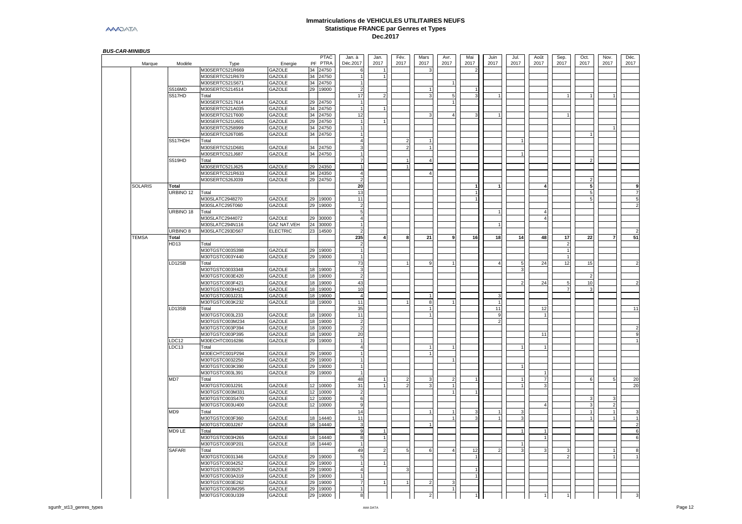# Immatriculations de VEHICULES UTILITAIRES NEUFS
## Statistique FRANCE par Genres et Types
### Dec.2017

**BUS-CAR-MINIBUS**

| Marque | Modèle | Type | Energie | PTAC PF | PTRA | Jan. à Déc.2017 | Jan. 2017 | Fév. 2017 | Mars 2017 | Avr. 2017 | Mai 2017 | Juin 2017 | Jul. 2017 | Août 2017 | Sep. 2017 | Oct. 2017 | Nov. 2017 | Déc. 2017 |
|---|---|---|---|---|---|---|---|---|---|---|---|---|---|---|---|---|---|---|
| | | M30SERTC521R669 | GAZOLE | 34 | 24750 | 6 | 1 | | 3 | | 2 | | | | | | | |
| | | M30SERTC521R670 | GAZOLE | 34 | 24750 | 1 | 1 | | | | | | | | | | | |
| | | M30SERTC521S671 | GAZOLE | 34 | 24750 | 1 | | | | 1 | | | | | | | | |
| | S516MD | M30SERTC5214514 | GAZOLE | 29 | 19000 | 2 | | | 1 | | 1 | | | | | | | |
| | S517HD | Total | | | | 17 | 2 | | 3 | 5 | 3 | 1 | | | 1 | 1 | 1 | |
| | | M30SERTC5217614 | GAZOLE | 29 | 24750 | 1 | | | | 1 | | | | | | | | |
| | | M30SERTC521A035 | GAZOLE | 34 | 24750 | 1 | 1 | | | | | | | | | | | |
| | | M30SERTC521T600 | GAZOLE | 34 | 24750 | 12 | | | 3 | 4 | 3 | 1 | | | 1 | | | |
| | | M30SERTC521U601 | GAZOLE | 29 | 24750 | 1 | 1 | | | | | | | | | | | |
| | | M30SERTC5258999 | GAZOLE | 34 | 24750 | 1 | | | | | | | | | | | 1 | |
| | | M30SERTC526T085 | GAZOLE | 34 | 24750 | 1 | | | | | | | | | | 1 | | |
| | S517HDH | Total | | | | 4 | | 2 | 1 | | | | 1 | | | | | |
| | | M30SERTC521D681 | GAZOLE | 34 | 24750 | 3 | | 2 | 1 | | | | | | | | | |
| | | M30SERTC521J687 | GAZOLE | 34 | 24750 | 1 | | | | | | | 1 | | | | | |
| | S519HD | Total | | | | 7 | | 1 | 4 | | | | | | | 2 | | |
| | | M30SERTC521J625 | GAZOLE | 29 | 24350 | 1 | | 1 | | | | | | | | | | |
| | | M30SERTC521R633 | GAZOLE | 34 | 24350 | 4 | | | 4 | | | | | | | | | |
| | | M30SERTC526J039 | GAZOLE | 29 | 24750 | 2 | | | | | | | | | | 2 | | |
| SOLARIS | **Total** | | | | | **20** | | | | | **1** | **1** | | **4** | | **5** | | **9** |
| | URBINO 12 | Total | | | | 13 | | | | | 1 | | | | | 5 | | 7 |
| | | M30SLATC2948270 | GAZOLE | 29 | 19000 | 11 | | | | | 1 | | | | | 5 | | 5 |
| | | M30SLATC295T060 | GAZOLE | 29 | 19000 | 2 | | | | | | | | | | | | 2 |
| | URBINO 18 | Total | | | | 5 | | | | | | 1 | | 4 | | | | |
| | | M30SLATC2944072 | GAZOLE | 29 | 30000 | 4 | | | | | | | | 4 | | | | |
| | | M30SLATC294N116 | GAZ NAT.VEH | 24 | 30000 | 1 | | | | | | 1 | | | | | | |
| | URBINO 8 | M30SLATC293D567 | ELECTRIC | 23 | 14500 | 2 | | | | | | | | | | | | 2 |
| TEMSA | **Total** | | | | | **235** | **4** | **8** | **21** | **9** | **16** | **18** | **14** | **48** | **17** | **22** | **7** | **51** |
| | HD13 | Total | | | | 2 | | | | | | | | | 2 | | | |
| | | M30TGSTC003S398 | GAZOLE | 29 | 19000 | 1 | | | | | | | | | 1 | | | |
| | | M30TGSTC003Y440 | GAZOLE | 29 | 19000 | 1 | | | | | | | | | 1 | | | |
| | LD12SB | Total | | | | 73 | | 1 | 9 | 1 | | 4 | 5 | 24 | 12 | 15 | | 2 |
| | | M30TGSTC0033348 | GAZOLE | 18 | 19000 | 3 | | | | | | | 3 | | | | | |
| | | M30TGSTC003E420 | GAZOLE | 18 | 19000 | 2 | | | | | | | | | | 2 | | |
| | | M30TGSTC003F421 | GAZOLE | 18 | 19000 | 43 | | | | | | | 2 | 24 | 5 | 10 | | 2 |
| | | M30TGSTC003H423 | GAZOLE | 18 | 19000 | 10 | | | | | | | | | 7 | 3 | | |
| | | M30TGSTC003J231 | GAZOLE | 18 | 19000 | 4 | | | 1 | | | 3 | | | | | | |
| | | M30TGSTC003K232 | GAZOLE | 18 | 19000 | 11 | | 1 | 8 | 1 | | 1 | | | | | | |
| | LD13SB | Total | | | | 35 | | | 1 | | | 11 | | 12 | | | | 11 |
| | | M30TGSTC003L233 | GAZOLE | 18 | 19000 | 11 | | | 1 | | | 9 | | 1 | | | | |
| | | M30TGSTC003M234 | GAZOLE | 18 | 19000 | 2 | | | | | | 2 | | | | | | |
| | | M30TGSTC003P394 | GAZOLE | 18 | 19000 | 2 | | | | | | | | | | | | 2 |
| | | M30TGSTC003P395 | GAZOLE | 18 | 19000 | 20 | | | | | | | | 11 | | | | 9 |
| | LDC12 | M30ECHTC0016286 | GAZOLE | 29 | 19000 | 1 | | | | | | | | | | | | 1 |
| | LDC13 | Total | | | | 4 | | | 1 | 1 | | | 1 | 1 | | | | |
| | | M30ECHTC001P294 | GAZOLE | 29 | 19000 | 1 | | | 1 | | | | | | | | | |
| | | M30TGSTC0032250 | GAZOLE | 29 | 19000 | 1 | | | | 1 | | | | | | | | |
| | | M30TGSTC003K390 | GAZOLE | 29 | 19000 | 1 | | | | | | | 1 | | | | | |
| | | M30TGSTC003L391 | GAZOLE | 29 | 19000 | 1 | | | | | | | | 1 | | | | |
| | MD7 | Total | | | | 48 | 1 | 2 | 3 | 2 | 1 | | 1 | 7 | | 6 | 5 | 20 |
| | | M30TGSTC003J291 | GAZOLE | 12 | 10000 | 31 | 1 | 2 | 3 | 1 | | | 1 | 3 | | | | 20 |
| | | M30TGSTC003M331 | GAZOLE | 12 | 10000 | 2 | | | | 1 | 1 | | | | | | | |
| | | M30TGSTC003S470 | GAZOLE | 12 | 10000 | 6 | | | | | | | | | | 3 | 3 | |
| | | M30TGSTC003U400 | GAZOLE | 12 | 10000 | 9 | | | | | | | | 4 | | 3 | 2 | |
| | MD9 | Total | | | | 14 | | | 1 | 1 | 3 | 1 | 3 | | | 1 | 1 | 3 |
| | | M30TGSTC003F360 | GAZOLE | 18 | 14440 | 11 | | | | 1 | 3 | 1 | 3 | | | 1 | 1 | 1 |
| | | M30TGSTC003J267 | GAZOLE | 18 | 14440 | 3 | | | 1 | | | | | | | | | 2 |
| | MD9 LE | Total | | | | 9 | 1 | | | | | | 1 | 1 | | | | 6 |
| | | M30TGSTC003H265 | GAZOLE | 18 | 14440 | 8 | 1 | | | | | | | 1 | | | | 6 |
| | | M30TGSTC003P201 | GAZOLE | 18 | 14440 | 1 | | | | | | | 1 | | | | | |
| | SAFARI | Total | | | | 49 | 2 | 5 | 6 | 4 | 12 | 2 | 3 | 3 | 3 | | 1 | 8 |
| | | M30TGSTC0031346 | GAZOLE | 29 | 19000 | 5 | | | | | 1 | | | | 2 | | 1 | 1 |
| | | M30TGSTC0034252 | GAZOLE | 29 | 19000 | 1 | 1 | | | | | | | | | | | |
| | | M30TGSTC0039257 | GAZOLE | 29 | 19000 | 4 | | 3 | | | 1 | | | | | | | |
| | | M30TGSTC003A319 | GAZOLE | 29 | 19000 | 1 | | | | | 1 | | | | | | | |
| | | M30TGSTC003E262 | GAZOLE | 29 | 19000 | 7 | 1 | 1 | 2 | 3 | | | | | | | | |
| | | M30TGSTC003M295 | GAZOLE | 29 | 19000 | 1 | | | | 1 | | | | | | | | |
| | | M30TGSTC003U339 | GAZOLE | 29 | 19000 | 8 | | | 2 | | 1 | | | 1 | 1 | | | 3 |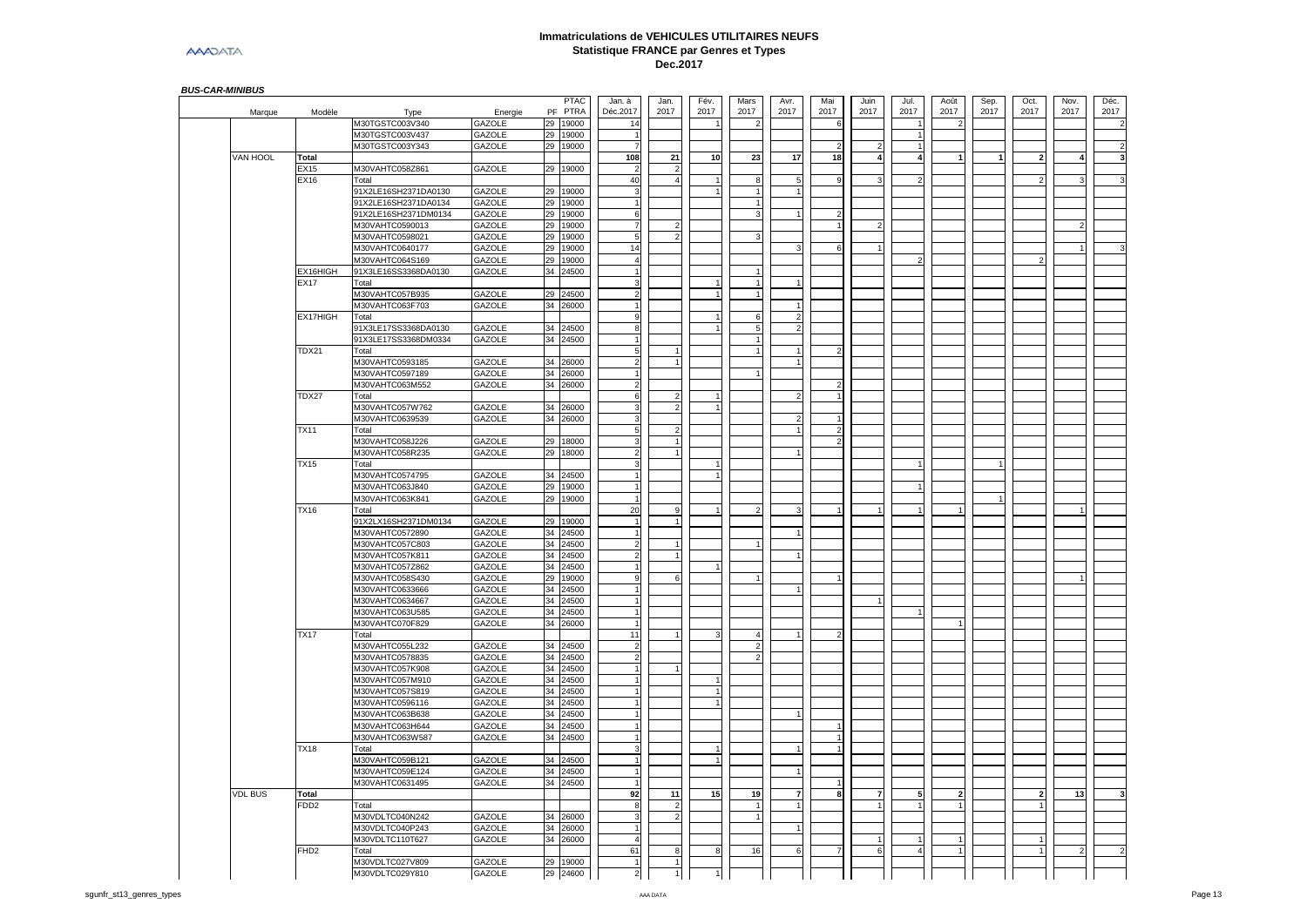# Immatriculations de VEHICULES UTILITAIRES NEUFS
## Statistique FRANCE par Genres et Types
### Dec.2017

**BUS-CAR-MINIBUS**

| Marque | Modèle | Type | Energie | PF | PTAC PTRA | Jan. à Déc.2017 | Jan. 2017 | Fév. 2017 | Mars 2017 | Avr. 2017 | Mai 2017 | Juin 2017 | Jul. 2017 | Août 2017 | Sep. 2017 | Oct. 2017 | Nov. 2017 | Déc. 2017 |
|---|---|---|---|---|---|---|---|---|---|---|---|---|---|---|---|---|---|---|
| | | M30TGSTC003V340 | GAZOLE | 29 | 19000 | 14 | | 1 | 2 | | 6 | | 1 | 2 | | | | 2 |
| | | M30TGSTC003V437 | GAZOLE | 29 | 19000 | 1 | | | | | | | 1 | | | | | |
| | | M30TGSTC003Y343 | GAZOLE | 29 | 19000 | 7 | | | | | 2 | 2 | 1 | | | | | 2 |
| VAN HOOL | **Total** | | | | | **108** | **21** | **10** | **23** | **17** | **18** | **4** | **4** | **1** | **1** | **2** | **4** | **3** |
| | EX15 | M30VAHTC058Z861 | GAZOLE | 29 | 19000 | 2 | 2 | | | | | | | | | | | |
| | EX16 | Total | | | | 40 | 4 | 1 | 8 | 5 | 9 | 3 | 2 | | | 2 | 3 | 3 |
| | | 91X2LE16SH2371DA0130 | GAZOLE | 29 | 19000 | 3 | | 1 | 1 | 1 | | | | | | | | |
| | | 91X2LE16SH2371DA0134 | GAZOLE | 29 | 19000 | 1 | | | 1 | | | | | | | | | |
| | | 91X2LE16SH2371DM0134 | GAZOLE | 29 | 19000 | 6 | | | 3 | 1 | 2 | | | | | | | |
| | | M30VAHTC0590013 | GAZOLE | 29 | 19000 | 7 | 2 | | | | 1 | 2 | | | | | 2 | |
| | | M30VAHTC0598021 | GAZOLE | 29 | 19000 | 5 | 2 | | 3 | | | | | | | | | |
| | | M30VAHTC0640177 | GAZOLE | 29 | 19000 | 14 | | | | 3 | 6 | 1 | | | | | 1 | 3 |
| | | M30VAHTC064S169 | GAZOLE | 29 | 19000 | 4 | | | | | | | 2 | | | 2 | | |
| | EX16HIGH | 91X3LE16SS3368DA0130 | GAZOLE | 34 | 24500 | 1 | | | 1 | | | | | | | | | |
| | EX17 | Total | | | | 3 | | 1 | 1 | 1 | | | | | | | | |
| | | M30VAHTC057B935 | GAZOLE | 29 | 24500 | 2 | | 1 | 1 | | | | | | | | | |
| | | M30VAHTC063F703 | GAZOLE | 34 | 26000 | 1 | | | | 1 | | | | | | | | |
| | EX17HIGH | Total | | | | 9 | | 1 | 6 | 2 | | | | | | | | |
| | | 91X3LE17SS3368DA0130 | GAZOLE | 34 | 24500 | 8 | | 1 | 5 | 2 | | | | | | | | |
| | | 91X3LE17SS3368DM0334 | GAZOLE | 34 | 24500 | 1 | | | 1 | | | | | | | | | |
| | TDX21 | Total | | | | 5 | 1 | | 1 | 1 | 2 | | | | | | | |
| | | M30VAHTC0593185 | GAZOLE | 34 | 26000 | 2 | 1 | | | 1 | | | | | | | | |
| | | M30VAHTC0597189 | GAZOLE | 34 | 26000 | 1 | | | 1 | | | | | | | | | |
| | | M30VAHTC063M552 | GAZOLE | 34 | 26000 | 2 | | | | | 2 | | | | | | | |
| | TDX27 | Total | | | | 6 | 2 | 1 | | 2 | 1 | | | | | | | |
| | | M30VAHTC057W762 | GAZOLE | 34 | 26000 | 3 | 2 | 1 | | | | | | | | | | |
| | | M30VAHTC0639539 | GAZOLE | 34 | 26000 | 3 | | | | 2 | 1 | | | | | | | |
| | TX11 | Total | | | | 5 | 2 | | | 1 | 2 | | | | | | | |
| | | M30VAHTC058J226 | GAZOLE | 29 | 18000 | 3 | 1 | | | | 2 | | | | | | | |
| | | M30VAHTC058R235 | GAZOLE | 29 | 18000 | 2 | 1 | | | 1 | | | | | | | | |
| | TX15 | Total | | | | 3 | | 1 | | | | | 1 | | 1 | | | |
| | | M30VAHTC0574795 | GAZOLE | 34 | 24500 | 1 | | 1 | | | | | | | | | | |
| | | M30VAHTC063J840 | GAZOLE | 29 | 19000 | 1 | | | | | | | 1 | | | | | |
| | | M30VAHTC063K841 | GAZOLE | 29 | 19000 | 1 | | | | | | | | | 1 | | | |
| | TX16 | Total | | | | 20 | 9 | 1 | 2 | 3 | 1 | 1 | 1 | 1 | | | 1 | |
| | | 91X2LX16SH2371DM0134 | GAZOLE | 29 | 19000 | 1 | 1 | | | | | | | | | | | |
| | | M30VAHTC0572890 | GAZOLE | 34 | 24500 | 1 | | | | 1 | | | | | | | | |
| | | M30VAHTC057C803 | GAZOLE | 34 | 24500 | 2 | 1 | | 1 | | | | | | | | | |
| | | M30VAHTC057K811 | GAZOLE | 34 | 24500 | 2 | 1 | | | 1 | | | | | | | | |
| | | M30VAHTC057Z862 | GAZOLE | 34 | 24500 | 1 | | 1 | | | | | | | | | | |
| | | M30VAHTC058S430 | GAZOLE | 29 | 19000 | 9 | 6 | | 1 | | 1 | | | | | | 1 | |
| | | M30VAHTC0633666 | GAZOLE | 34 | 24500 | 1 | | | | 1 | | | | | | | | |
| | | M30VAHTC0634667 | GAZOLE | 34 | 24500 | 1 | | | | | | 1 | | | | | | |
| | | M30VAHTC063U585 | GAZOLE | 34 | 24500 | 1 | | | | | | | 1 | | | | | |
| | | M30VAHTC070F829 | GAZOLE | 34 | 26000 | 1 | | | | | | | | 1 | | | | |
| | TX17 | Total | | | | 11 | 1 | 3 | 4 | 1 | 2 | | | | | | | |
| | | M30VAHTC055L232 | GAZOLE | 34 | 24500 | 2 | | | 2 | | | | | | | | | |
| | | M30VAHTC0578835 | GAZOLE | 34 | 24500 | 2 | | | 2 | | | | | | | | | |
| | | M30VAHTC057K908 | GAZOLE | 34 | 24500 | 1 | 1 | | | | | | | | | | | |
| | | M30VAHTC057M910 | GAZOLE | 34 | 24500 | 1 | | 1 | | | | | | | | | | |
| | | M30VAHTC057S819 | GAZOLE | 34 | 24500 | 1 | | 1 | | | | | | | | | | |
| | | M30VAHTC0596116 | GAZOLE | 34 | 24500 | 1 | | 1 | | | | | | | | | | |
| | | M30VAHTC063B638 | GAZOLE | 34 | 24500 | 1 | | | | 1 | | | | | | | | |
| | | M30VAHTC063H644 | GAZOLE | 34 | 24500 | 1 | | | | | 1 | | | | | | | |
| | | M30VAHTC063W587 | GAZOLE | 34 | 24500 | 1 | | | | | 1 | | | | | | | |
| | TX18 | Total | | | | 3 | | 1 | | 1 | 1 | | | | | | | |
| | | M30VAHTC059B121 | GAZOLE | 34 | 24500 | 1 | | 1 | | | | | | | | | | |
| | | M30VAHTC059E124 | GAZOLE | 34 | 24500 | 1 | | | | 1 | | | | | | | | |
| | | M30VAHTC0631495 | GAZOLE | 34 | 24500 | 1 | | | | | 1 | | | | | | | |
| VDL BUS | **Total** | | | | | **92** | **11** | **15** | **19** | **7** | **8** | **7** | **5** | **2** | | **2** | **13** | **3** |
| | FDD2 | Total | | | | 8 | 2 | | 1 | 1 | | 1 | 1 | 1 | | 1 | | |
| | | M30VDLTC040N242 | GAZOLE | 34 | 26000 | 3 | 2 | | 1 | | | | | | | | | |
| | | M30VDLTC040P243 | GAZOLE | 34 | 26000 | 1 | | | | 1 | | | | | | | | |
| | | M30VDLTC110T627 | GAZOLE | 34 | 26000 | 4 | | | | | | 1 | 1 | 1 | | 1 | | |
| | FHD2 | Total | | | | 61 | 8 | 8 | 16 | 6 | 7 | 6 | 4 | 1 | | 1 | 2 | 2 |
| | | M30VDLTC027V809 | GAZOLE | 29 | 19000 | 1 | 1 | | | | | | | | | | | |
| | | M30VDLTC029Y810 | GAZOLE | 29 | 24600 | 2 | 1 | 1 | | | | | | | | | | |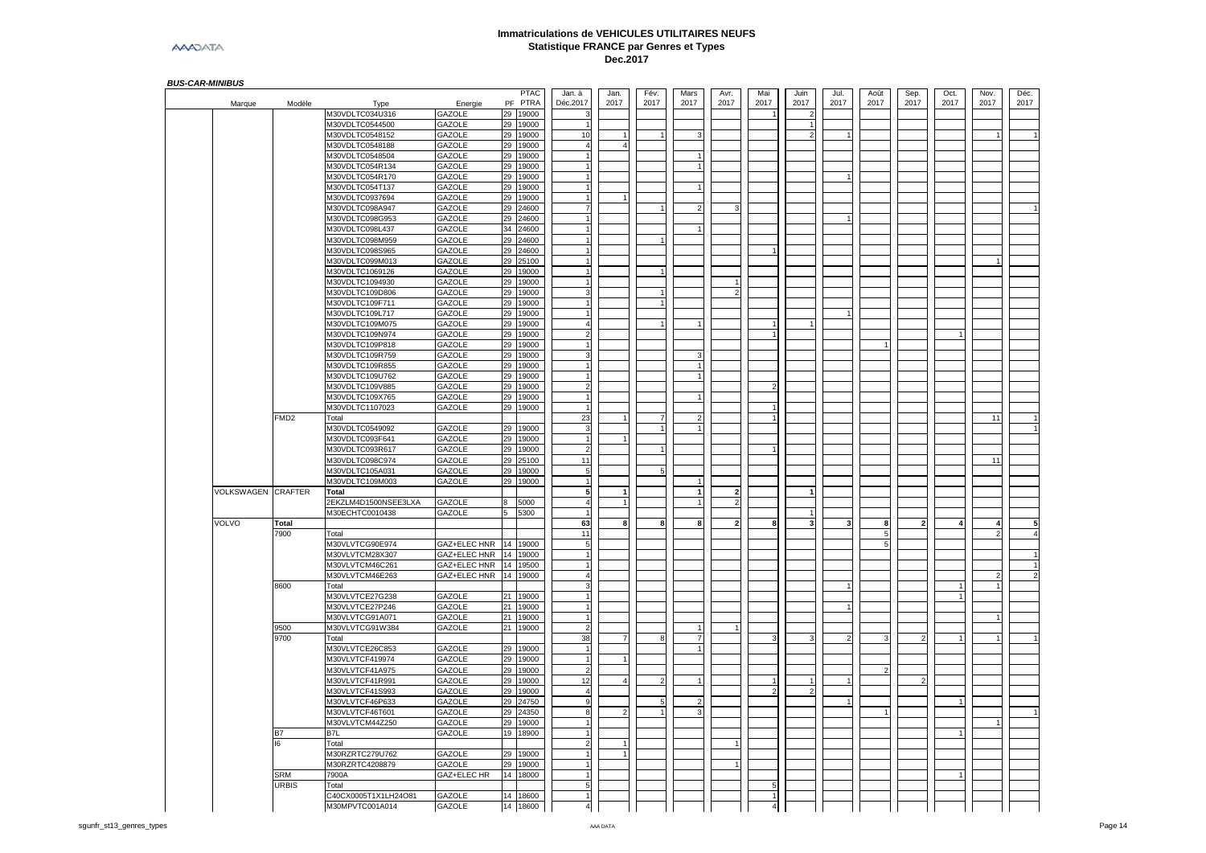# Immatriculations de VEHICULES UTILITAIRES NEUFS
## Statistique FRANCE par Genres et Types
### Dec.2017

***BUS-CAR-MINIBUS***

| Marque | Modèle | Type | Energie | PF | PTAC PTRA | Jan. à Déc.2017 | Jan. 2017 | Fév. 2017 | Mars 2017 | Avr. 2017 | Mai 2017 | Juin 2017 | Jul. 2017 | Août 2017 | Sep. 2017 | Oct. 2017 | Nov. 2017 | Déc. 2017 |
|---|---|---|---|---|---|---|---|---|---|---|---|---|---|---|---|---|---|---|
| | | M30VDLTC034U316 | GAZOLE | 29 | 19000 | 3 | | | | | 1 | 2 | | | | | | |
| | | M30VDLTC0544500 | GAZOLE | 29 | 19000 | 1 | | | | | | 1 | | | | | | |
| | | M30VDLTC0548152 | GAZOLE | 29 | 19000 | 10 | 1 | 1 | 3 | | | 2 | 1 | | | | 1 | 1 |
| | | M30VDLTC0548188 | GAZOLE | 29 | 19000 | 4 | 4 | | | | | | | | | | | |
| | | M30VDLTC0548504 | GAZOLE | 29 | 19000 | 1 | | | 1 | | | | | | | | | |
| | | M30VDLTC054R134 | GAZOLE | 29 | 19000 | 1 | | | 1 | | | | | | | | | |
| | | M30VDLTC054R170 | GAZOLE | 29 | 19000 | 1 | | | | | | | 1 | | | | | |
| | | M30VDLTC054T137 | GAZOLE | 29 | 19000 | 1 | | | 1 | | | | | | | | | |
| | | M30VDLTC0937694 | GAZOLE | 29 | 19000 | 1 | 1 | | | | | | | | | | | |
| | | M30VDLTC098A947 | GAZOLE | 29 | 24600 | 7 | | 1 | 2 | 3 | | | | | | | | 1 |
| | | M30VDLTC098G953 | GAZOLE | 29 | 24600 | 1 | | | | | | | 1 | | | | | |
| | | M30VDLTC098L437 | GAZOLE | 34 | 24600 | 1 | | | 1 | | | | | | | | | |
| | | M30VDLTC098M959 | GAZOLE | 29 | 24600 | 1 | | 1 | | | | | | | | | | |
| | | M30VDLTC098S965 | GAZOLE | 29 | 24600 | 1 | | | | | 1 | | | | | | | |
| | | M30VDLTC099M013 | GAZOLE | 29 | 25100 | 1 | | | | | | | | | | | 1 | |
| | | M30VDLTC1069126 | GAZOLE | 29 | 19000 | 1 | | 1 | | | | | | | | | | |
| | | M30VDLTC1094930 | GAZOLE | 29 | 19000 | 1 | | | | 1 | | | | | | | | |
| | | M30VDLTC109D806 | GAZOLE | 29 | 19000 | 3 | | 1 | | 2 | | | | | | | | |
| | | M30VDLTC109F711 | GAZOLE | 29 | 19000 | 1 | | 1 | | | | | | | | | | |
| | | M30VDLTC109L717 | GAZOLE | 29 | 19000 | 1 | | | | | | | 1 | | | | | |
| | | M30VDLTC109M075 | GAZOLE | 29 | 19000 | 4 | | 1 | 1 | | 1 | 1 | | | | | | |
| | | M30VDLTC109N974 | GAZOLE | 29 | 19000 | 2 | | | | | 1 | | | | | 1 | | |
| | | M30VDLTC109P818 | GAZOLE | 29 | 19000 | 1 | | | | | | | | 1 | | | | |
| | | M30VDLTC109R759 | GAZOLE | 29 | 19000 | 3 | | | 3 | | | | | | | | | |
| | | M30VDLTC109R855 | GAZOLE | 29 | 19000 | 1 | | | 1 | | | | | | | | | |
| | | M30VDLTC109U762 | GAZOLE | 29 | 19000 | 1 | | | 1 | | | | | | | | | |
| | | M30VDLTC109V885 | GAZOLE | 29 | 19000 | 2 | | | | | 2 | | | | | | | |
| | | M30VDLTC109X765 | GAZOLE | 29 | 19000 | 1 | | | 1 | | | | | | | | | |
| | | M30VDLTC1107023 | GAZOLE | 29 | 19000 | 1 | | | | | 1 | | | | | | | |
| | FMD2 | Total | | | | 23 | 1 | 7 | 2 | | 1 | | | | | | 11 | 1 |
| | | M30VDLTC0549092 | GAZOLE | 29 | 19000 | 3 | | 1 | 1 | | | | | | | | | 1 |
| | | M30VDLTC093F641 | GAZOLE | 29 | 19000 | 1 | 1 | | | | | | | | | | | |
| | | M30VDLTC093R617 | GAZOLE | 29 | 19000 | 2 | | 1 | | | 1 | | | | | | | |
| | | M30VDLTC098C974 | GAZOLE | 29 | 25100 | 11 | | | | | | | | | | | 11 | |
| | | M30VDLTC105A031 | GAZOLE | 29 | 19000 | 5 | | 5 | | | | | | | | | | |
| | | M30VDLTC109M003 | GAZOLE | 29 | 19000 | 1 | | | 1 | | | | | | | | | |
| VOLKSWAGEN | CRAFTER | **Total** | | | | **5** | **1** | | **1** | **2** | | **1** | | | | | | |
| | | 2EKZLM4D1500NSEE3LXA | GAZOLE | 8 | 5000 | 4 | 1 | | 1 | 2 | | | | | | | | |
| | | M30ECHTC0010438 | GAZOLE | 5 | 5300 | 1 | | | | | | 1 | | | | | | |
| VOLVO | **Total** | | | | | **63** | **8** | **8** | **8** | **2** | **8** | **3** | **3** | **8** | **2** | **4** | **4** | **5** |
| | 7900 | Total | | | | 11 | | | | | | | | 5 | | | 2 | 4 |
| | | M30VLVTCG90E974 | GAZ+ELEC HNR | 14 | 19000 | 5 | | | | | | | | 5 | | | | |
| | | M30VLVTCM28X307 | GAZ+ELEC HNR | 14 | 19000 | 1 | | | | | | | | | | | | 1 |
| | | M30VLVTCM46C261 | GAZ+ELEC HNR | 14 | 19500 | 1 | | | | | | | | | | | | 1 |
| | | M30VLVTCM46E263 | GAZ+ELEC HNR | 14 | 19000 | 4 | | | | | | | | | | | 2 | 2 |
| | 8600 | Total | | | | 3 | | | | | | | 1 | | | 1 | 1 | |
| | | M30VLVTCE27G238 | GAZOLE | 21 | 19000 | 1 | | | | | | | | | | 1 | | |
| | | M30VLVTCE27P246 | GAZOLE | 21 | 19000 | 1 | | | | | | | 1 | | | | | |
| | | M30VLVTCG91A071 | GAZOLE | 21 | 19000 | 1 | | | | | | | | | | | 1 | |
| | 9500 | M30VLVTCG91W384 | GAZOLE | 21 | 19000 | 2 | | | 1 | 1 | | | | | | | | |
| | 9700 | Total | | | | 38 | 7 | 8 | 7 | | 3 | 3 | 2 | 3 | 2 | 1 | 1 | 1 |
| | | M30VLVTCE26C853 | GAZOLE | 29 | 19000 | 1 | | | 1 | | | | | | | | | |
| | | M30VLVTCF419974 | GAZOLE | 29 | 19000 | 1 | 1 | | | | | | | | | | | |
| | | M30VLVTCF41A975 | GAZOLE | 29 | 19000 | 2 | | | | | | | | 2 | | | | |
| | | M30VLVTCF41R991 | GAZOLE | 29 | 19000 | 12 | 4 | 2 | 1 | | 1 | 1 | 1 | | 2 | | | |
| | | M30VLVTCF41S993 | GAZOLE | 29 | 19000 | 4 | | | | | 2 | 2 | | | | | | |
| | | M30VLVTCF46P633 | GAZOLE | 29 | 24750 | 9 | | 5 | 2 | | | | 1 | | | 1 | | |
| | | M30VLVTCF46T601 | GAZOLE | 29 | 24350 | 8 | 2 | 1 | 3 | | | | | 1 | | | | 1 |
| | | M30VLVTCM44Z250 | GAZOLE | 29 | 19000 | 1 | | | | | | | | | | | 1 | |
| | B7 | B7L | GAZOLE | 19 | 18900 | 1 | | | | | | | | | | 1 | | |
| | I6 | Total | | | | 2 | 1 | | | 1 | | | | | | | | |
| | | M30RZRTC279U762 | GAZOLE | 29 | 19000 | 1 | 1 | | | | | | | | | | | |
| | | M30RZRTC4208879 | GAZOLE | 29 | 19000 | 1 | | | | 1 | | | | | | | | |
| | SRM | 7900A | GAZ+ELEC HR | 14 | 18000 | 1 | | | | | | | | | | 1 | | |
| | URBIS | Total | | | | 5 | | | | | 5 | | | | | | | |
| | | C40CX0005T1X1LH24O81 | GAZOLE | 14 | 18600 | 1 | | | | | 1 | | | | | | | |
| | | M30MPVTC001A014 | GAZOLE | 14 | 18600 | 4 | | | | | 4 | | | | | | | |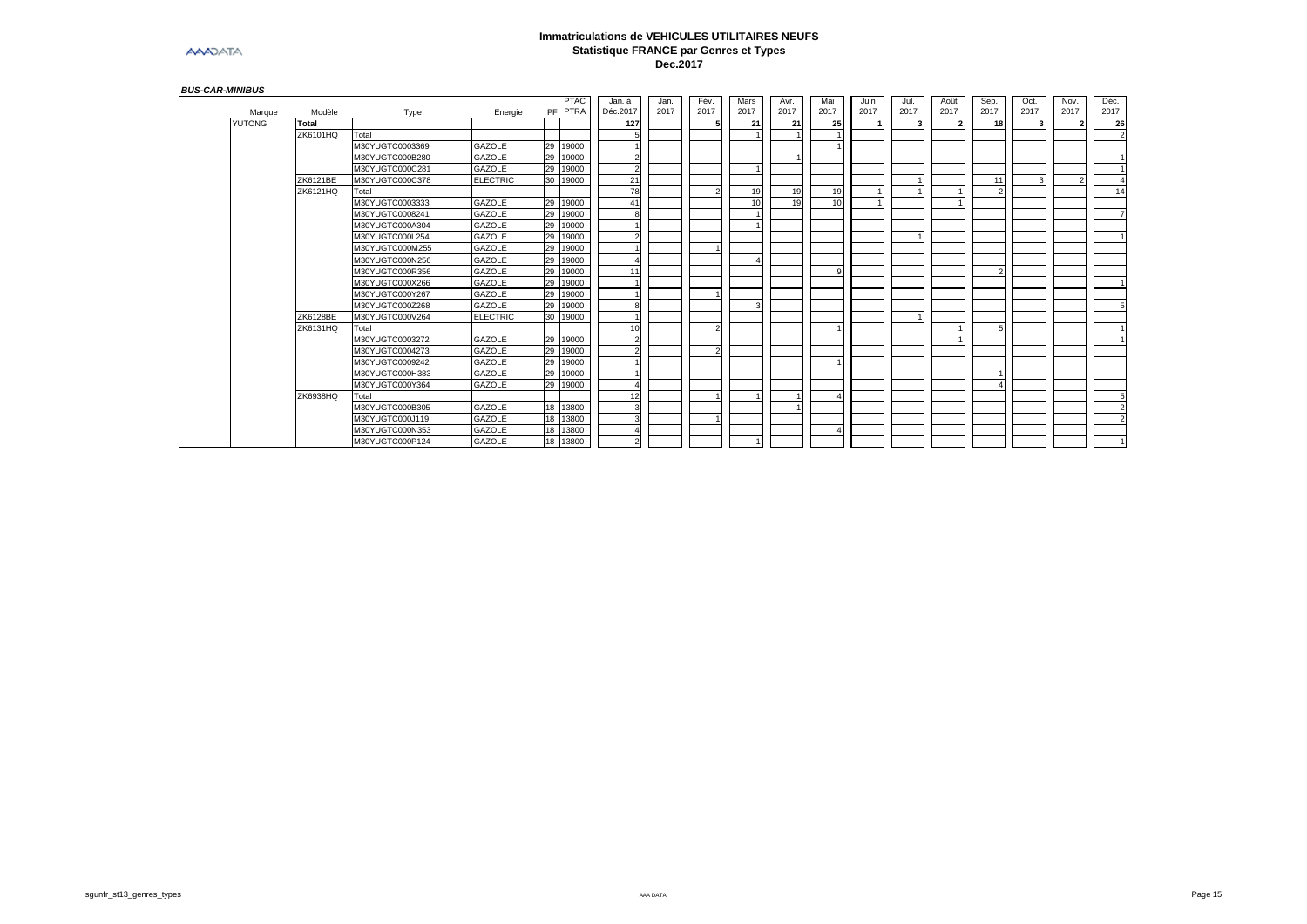# Immatriculations de VEHICULES UTILITAIRES NEUFS
## Statistique FRANCE par Genres et Types
## Dec.2017

***BUS-CAR-MINIBUS***

| Marque | Modèle | Type | Energie | PF | PTAC PTRA | Jan. à Déc.2017 | Jan. 2017 | Fév. 2017 | Mars 2017 | Avr. 2017 | Mai 2017 | Juin 2017 | Jul. 2017 | Août 2017 | Sep. 2017 | Oct. 2017 | Nov. 2017 | Déc. 2017 |
|---|---|---|---|---|---|---|---|---|---|---|---|---|---|---|---|---|---|---|
| YUTONG | **Total** | | | | | **127** | | **5** | **21** | **21** | **25** | **1** | **3** | **2** | **18** | **3** | **2** | **26** |
| | ZK6101HQ | Total | | | | 5 | | | 1 | 1 | 1 | | | | | | | 2 |
| | | M30YUGTC0003369 | GAZOLE | 29 | 19000 | 1 | | | | | 1 | | | | | | | |
| | | M30YUGTC000B280 | GAZOLE | 29 | 19000 | 2 | | | | 1 | | | | | | | | 1 |
| | | M30YUGTC000C281 | GAZOLE | 29 | 19000 | 2 | | | 1 | | | | | | | | | 1 |
| | ZK6121BE | M30YUGTC000C378 | ELECTRIC | 30 | 19000 | 21 | | | | | | | 1 | | 11 | 3 | 2 | 4 |
| | ZK6121HQ | Total | | | | 78 | | 2 | 19 | 19 | 19 | 1 | 1 | 1 | 2 | | | 14 |
| | | M30YUGTC0003333 | GAZOLE | 29 | 19000 | 41 | | | 10 | 19 | 10 | 1 | | 1 | | | | |
| | | M30YUGTC0008241 | GAZOLE | 29 | 19000 | 8 | | | 1 | | | | | | | | | 7 |
| | | M30YUGTC000A304 | GAZOLE | 29 | 19000 | 1 | | | 1 | | | | | | | | | |
| | | M30YUGTC000L254 | GAZOLE | 29 | 19000 | 2 | | | | | | | 1 | | | | | 1 |
| | | M30YUGTC000M255 | GAZOLE | 29 | 19000 | 1 | | 1 | | | | | | | | | | |
| | | M30YUGTC000N256 | GAZOLE | 29 | 19000 | 4 | | | 4 | | | | | | | | | |
| | | M30YUGTC000R356 | GAZOLE | 29 | 19000 | 11 | | | | | 9 | | | | 2 | | | |
| | | M30YUGTC000X266 | GAZOLE | 29 | 19000 | 1 | | | | | | | | | | | | 1 |
| | | M30YUGTC000Y267 | GAZOLE | 29 | 19000 | 1 | | 1 | | | | | | | | | | |
| | | M30YUGTC000Z268 | GAZOLE | 29 | 19000 | 8 | | | 3 | | | | | | | | | 5 |
| | ZK6128BE | M30YUGTC000V264 | ELECTRIC | 30 | 19000 | 1 | | | | | | | 1 | | | | | |
| | ZK6131HQ | Total | | | | 10 | | 2 | | | 1 | | | 1 | 5 | | | 1 |
| | | M30YUGTC0003272 | GAZOLE | 29 | 19000 | 2 | | | | | | | | 1 | | | | 1 |
| | | M30YUGTC0004273 | GAZOLE | 29 | 19000 | 2 | | 2 | | | | | | | | | | |
| | | M30YUGTC0009242 | GAZOLE | 29 | 19000 | 1 | | | | | 1 | | | | | | | |
| | | M30YUGTC000H383 | GAZOLE | 29 | 19000 | 1 | | | | | | | | | 1 | | | |
| | | M30YUGTC000Y364 | GAZOLE | 29 | 19000 | 4 | | | | | | | | | 4 | | | |
| | ZK6938HQ | Total | | | | 12 | | 1 | 1 | 1 | 4 | | | | | | | 5 |
| | | M30YUGTC000B305 | GAZOLE | 18 | 13800 | 3 | | | | 1 | | | | | | | | 2 |
| | | M30YUGTC000J119 | GAZOLE | 18 | 13800 | 3 | | 1 | | | | | | | | | | 2 |
| | | M30YUGTC000N353 | GAZOLE | 18 | 13800 | 4 | | | | | 4 | | | | | | | |
| | | M30YUGTC000P124 | GAZOLE | 18 | 13800 | 2 | | | 1 | | | | | | | | | 1 |